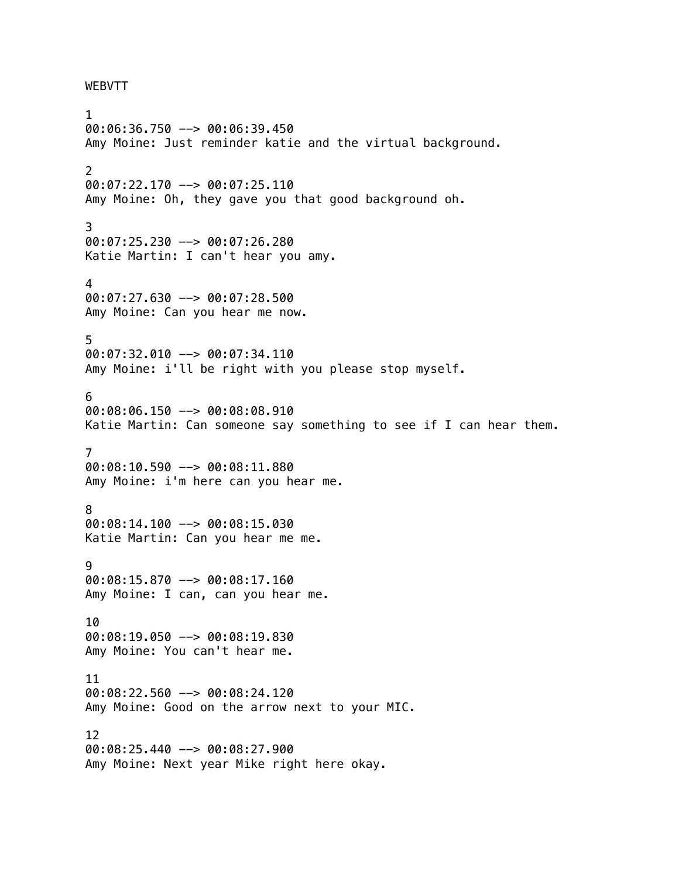WEBVTT

1
00:06:36.750 --> 00:06:39.450
Amy Moine: Just reminder katie and the virtual background.

2
00:07:22.170 --> 00:07:25.110
Amy Moine: Oh, they gave you that good background oh.

3
00:07:25.230 --> 00:07:26.280
Katie Martin: I can't hear you amy.

4
00:07:27.630 --> 00:07:28.500
Amy Moine: Can you hear me now.

5
00:07:32.010 --> 00:07:34.110
Amy Moine: i'll be right with you please stop myself.

6
00:08:06.150 --> 00:08:08.910
Katie Martin: Can someone say something to see if I can hear them.

7
00:08:10.590 --> 00:08:11.880
Amy Moine: i'm here can you hear me.

8
00:08:14.100 --> 00:08:15.030
Katie Martin: Can you hear me me.

9
00:08:15.870 --> 00:08:17.160
Amy Moine: I can, can you hear me.

10
00:08:19.050 --> 00:08:19.830
Amy Moine: You can't hear me.

11
00:08:22.560 --> 00:08:24.120
Amy Moine: Good on the arrow next to your MIC.

12
00:08:25.440 --> 00:08:27.900
Amy Moine: Next year Mike right here okay.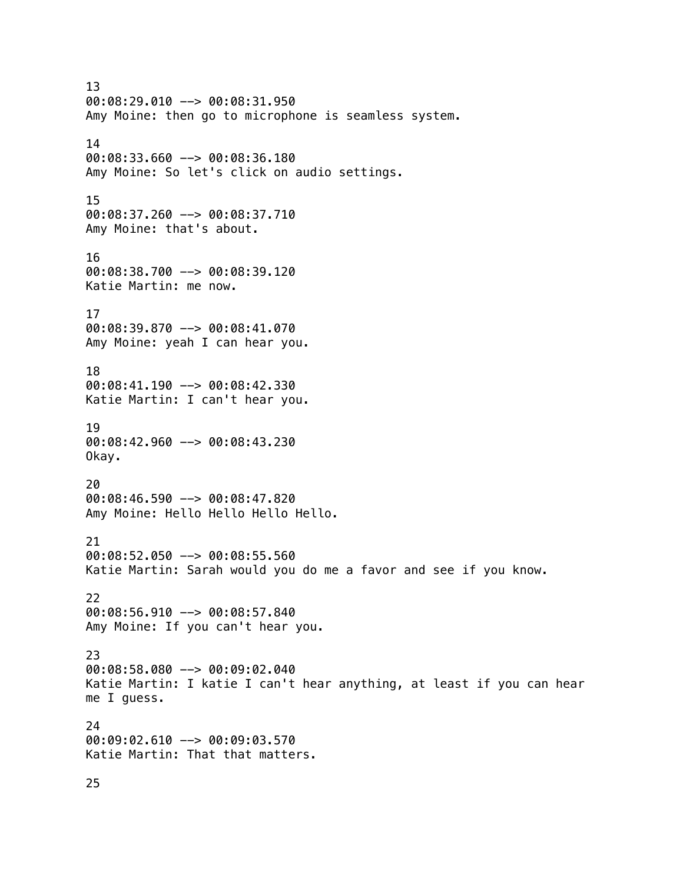13
00:08:29.010 --> 00:08:31.950
Amy Moine: then go to microphone is seamless system.

14
00:08:33.660 --> 00:08:36.180
Amy Moine: So let's click on audio settings.

15
00:08:37.260 --> 00:08:37.710
Amy Moine: that's about.

16
00:08:38.700 --> 00:08:39.120
Katie Martin: me now.

17
00:08:39.870 --> 00:08:41.070
Amy Moine: yeah I can hear you.

18
00:08:41.190 --> 00:08:42.330
Katie Martin: I can't hear you.

19
00:08:42.960 --> 00:08:43.230
Okay.

20
00:08:46.590 --> 00:08:47.820
Amy Moine: Hello Hello Hello Hello.

21
00:08:52.050 --> 00:08:55.560
Katie Martin: Sarah would you do me a favor and see if you know.

22
00:08:56.910 --> 00:08:57.840
Amy Moine: If you can't hear you.

23
00:08:58.080 --> 00:09:02.040
Katie Martin: I katie I can't hear anything, at least if you can hear me I guess.

24
00:09:02.610 --> 00:09:03.570
Katie Martin: That that matters.

25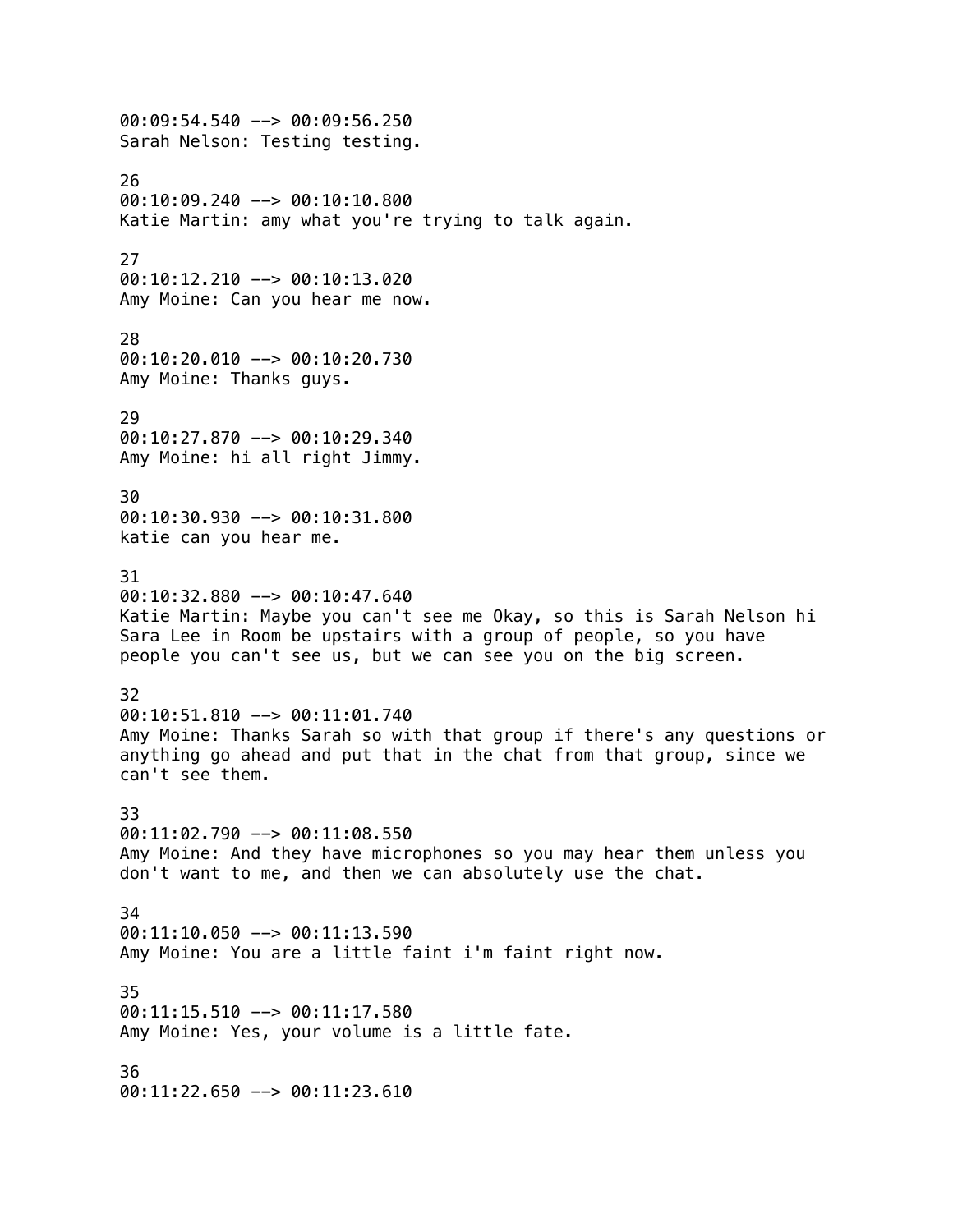00:09:54.540 --> 00:09:56.250
Sarah Nelson: Testing testing.

26
00:10:09.240 --> 00:10:10.800
Katie Martin: amy what you're trying to talk again.

27
00:10:12.210 --> 00:10:13.020
Amy Moine: Can you hear me now.

28
00:10:20.010 --> 00:10:20.730
Amy Moine: Thanks guys.

29
00:10:27.870 --> 00:10:29.340
Amy Moine: hi all right Jimmy.

30
00:10:30.930 --> 00:10:31.800
katie can you hear me.

31
00:10:32.880 --> 00:10:47.640
Katie Martin: Maybe you can't see me Okay, so this is Sarah Nelson hi Sara Lee in Room be upstairs with a group of people, so you have people you can't see us, but we can see you on the big screen.

32
00:10:51.810 --> 00:11:01.740
Amy Moine: Thanks Sarah so with that group if there's any questions or anything go ahead and put that in the chat from that group, since we can't see them.

33
00:11:02.790 --> 00:11:08.550
Amy Moine: And they have microphones so you may hear them unless you don't want to me, and then we can absolutely use the chat.

34
00:11:10.050 --> 00:11:13.590
Amy Moine: You are a little faint i'm faint right now.

35
00:11:15.510 --> 00:11:17.580
Amy Moine: Yes, your volume is a little fate.

36
00:11:22.650 --> 00:11:23.610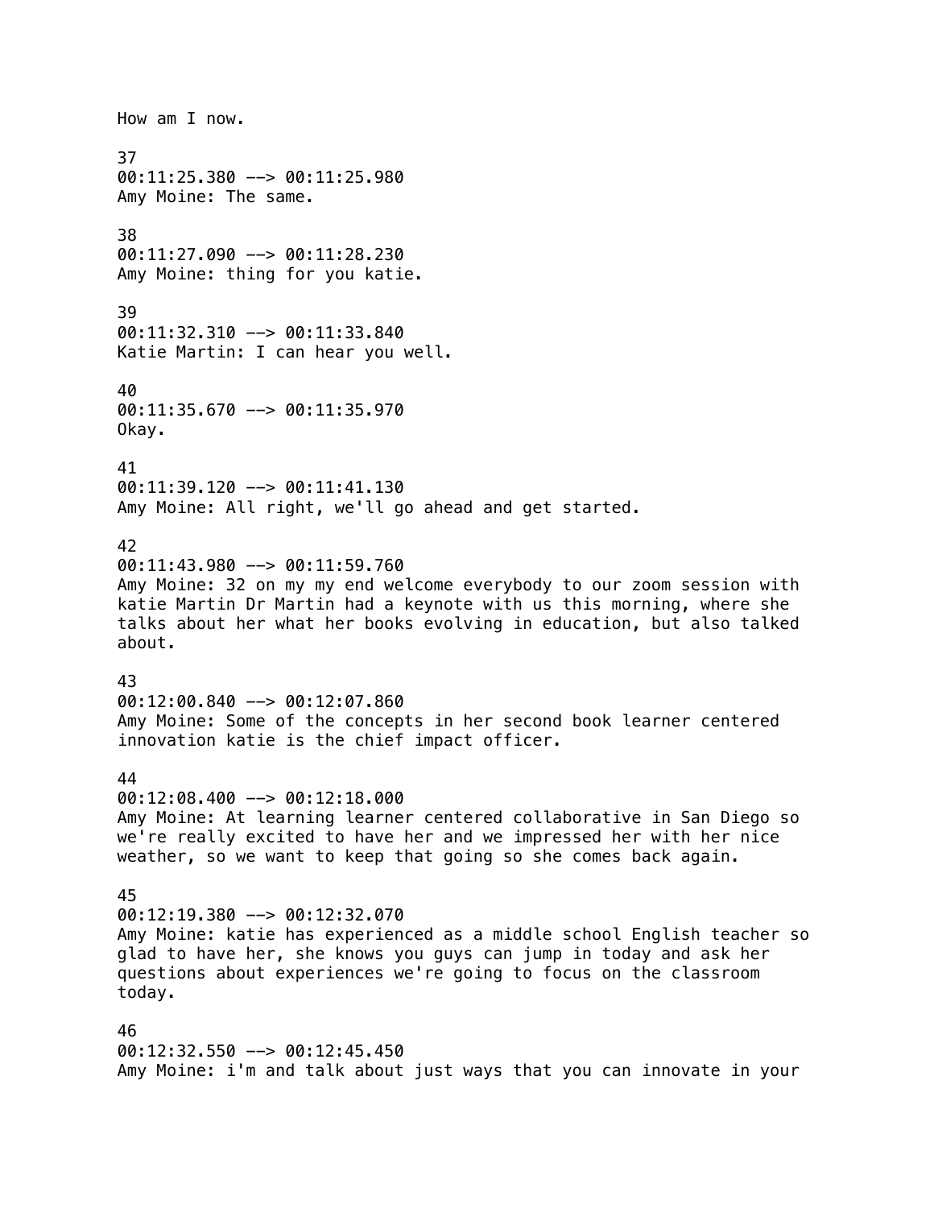How am I now.

37
00:11:25.380 --> 00:11:25.980
Amy Moine: The same.

38
00:11:27.090 --> 00:11:28.230
Amy Moine: thing for you katie.

39
00:11:32.310 --> 00:11:33.840
Katie Martin: I can hear you well.

40
00:11:35.670 --> 00:11:35.970
Okay.

41
00:11:39.120 --> 00:11:41.130
Amy Moine: All right, we'll go ahead and get started.

42
00:11:43.980 --> 00:11:59.760
Amy Moine: 32 on my my end welcome everybody to our zoom session with katie Martin Dr Martin had a keynote with us this morning, where she talks about her what her books evolving in education, but also talked about.

43
00:12:00.840 --> 00:12:07.860
Amy Moine: Some of the concepts in her second book learner centered innovation katie is the chief impact officer.

44
00:12:08.400 --> 00:12:18.000
Amy Moine: At learning learner centered collaborative in San Diego so we're really excited to have her and we impressed her with her nice weather, so we want to keep that going so she comes back again.

45
00:12:19.380 --> 00:12:32.070
Amy Moine: katie has experienced as a middle school English teacher so glad to have her, she knows you guys can jump in today and ask her questions about experiences we're going to focus on the classroom today.

46
00:12:32.550 --> 00:12:45.450
Amy Moine: i'm and talk about just ways that you can innovate in your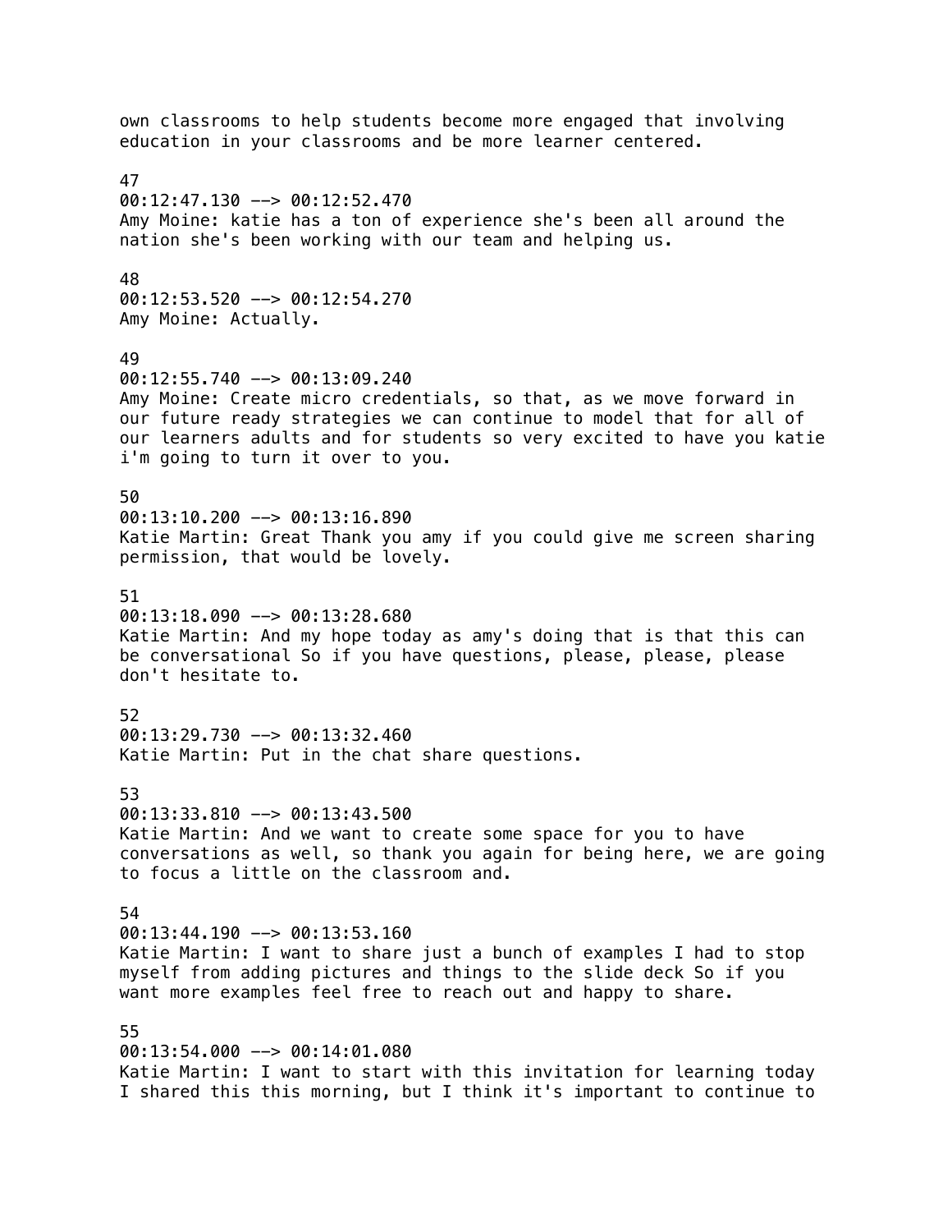own classrooms to help students become more engaged that involving education in your classrooms and be more learner centered.

47
00:12:47.130 --> 00:12:52.470
Amy Moine: katie has a ton of experience she's been all around the nation she's been working with our team and helping us.

48
00:12:53.520 --> 00:12:54.270
Amy Moine: Actually.

49
00:12:55.740 --> 00:13:09.240
Amy Moine: Create micro credentials, so that, as we move forward in our future ready strategies we can continue to model that for all of our learners adults and for students so very excited to have you katie i'm going to turn it over to you.

50
00:13:10.200 --> 00:13:16.890
Katie Martin: Great Thank you amy if you could give me screen sharing permission, that would be lovely.

51
00:13:18.090 --> 00:13:28.680
Katie Martin: And my hope today as amy's doing that is that this can be conversational So if you have questions, please, please, please don't hesitate to.

52
00:13:29.730 --> 00:13:32.460
Katie Martin: Put in the chat share questions.

53
00:13:33.810 --> 00:13:43.500
Katie Martin: And we want to create some space for you to have conversations as well, so thank you again for being here, we are going to focus a little on the classroom and.

54
00:13:44.190 --> 00:13:53.160
Katie Martin: I want to share just a bunch of examples I had to stop myself from adding pictures and things to the slide deck So if you want more examples feel free to reach out and happy to share.

55
00:13:54.000 --> 00:14:01.080
Katie Martin: I want to start with this invitation for learning today I shared this this morning, but I think it's important to continue to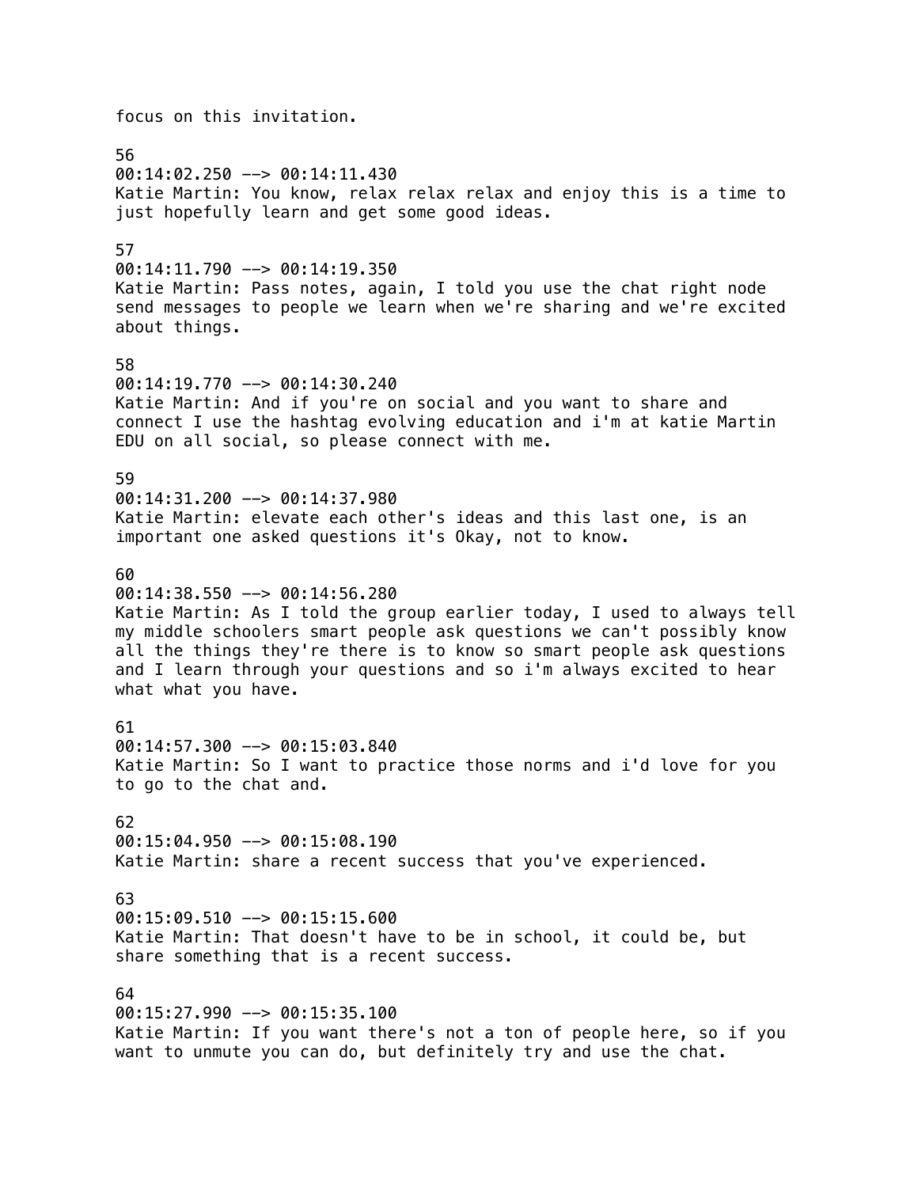focus on this invitation.

56
00:14:02.250 --> 00:14:11.430
Katie Martin: You know, relax relax relax and enjoy this is a time to just hopefully learn and get some good ideas.

57
00:14:11.790 --> 00:14:19.350
Katie Martin: Pass notes, again, I told you use the chat right node send messages to people we learn when we're sharing and we're excited about things.

58
00:14:19.770 --> 00:14:30.240
Katie Martin: And if you're on social and you want to share and connect I use the hashtag evolving education and i'm at katie Martin EDU on all social, so please connect with me.

59
00:14:31.200 --> 00:14:37.980
Katie Martin: elevate each other's ideas and this last one, is an important one asked questions it's Okay, not to know.

60
00:14:38.550 --> 00:14:56.280
Katie Martin: As I told the group earlier today, I used to always tell my middle schoolers smart people ask questions we can't possibly know all the things they're there is to know so smart people ask questions and I learn through your questions and so i'm always excited to hear what what you have.

61
00:14:57.300 --> 00:15:03.840
Katie Martin: So I want to practice those norms and i'd love for you to go to the chat and.

62
00:15:04.950 --> 00:15:08.190
Katie Martin: share a recent success that you've experienced.

63
00:15:09.510 --> 00:15:15.600
Katie Martin: That doesn't have to be in school, it could be, but share something that is a recent success.

64
00:15:27.990 --> 00:15:35.100
Katie Martin: If you want there's not a ton of people here, so if you want to unmute you can do, but definitely try and use the chat.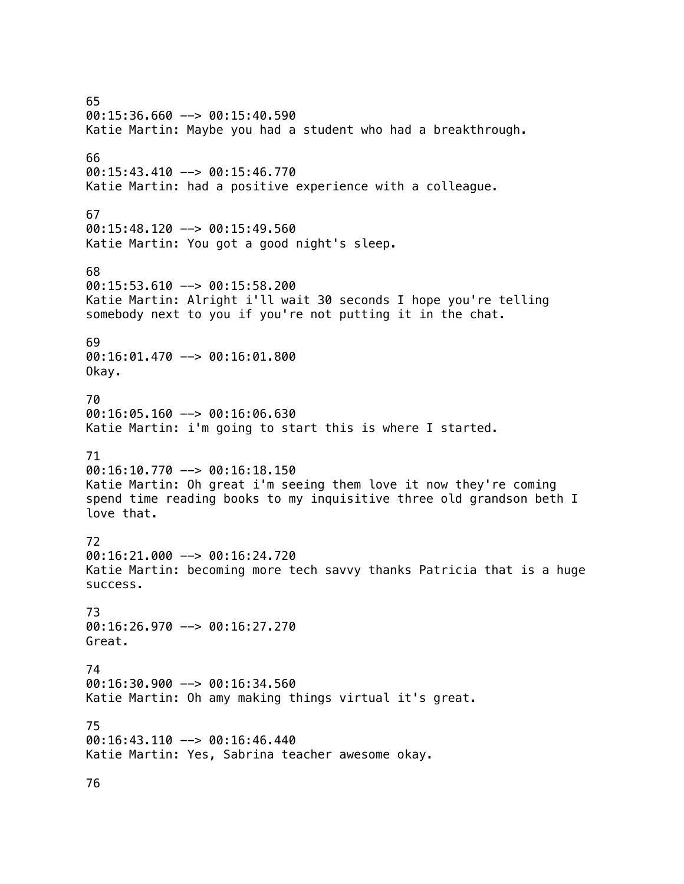65
00:15:36.660 --> 00:15:40.590
Katie Martin: Maybe you had a student who had a breakthrough.

66
00:15:43.410 --> 00:15:46.770
Katie Martin: had a positive experience with a colleague.

67
00:15:48.120 --> 00:15:49.560
Katie Martin: You got a good night's sleep.

68
00:15:53.610 --> 00:15:58.200
Katie Martin: Alright i'll wait 30 seconds I hope you're telling somebody next to you if you're not putting it in the chat.

69
00:16:01.470 --> 00:16:01.800
Okay.

70
00:16:05.160 --> 00:16:06.630
Katie Martin: i'm going to start this is where I started.

71
00:16:10.770 --> 00:16:18.150
Katie Martin: Oh great i'm seeing them love it now they're coming spend time reading books to my inquisitive three old grandson beth I love that.

72
00:16:21.000 --> 00:16:24.720
Katie Martin: becoming more tech savvy thanks Patricia that is a huge success.

73
00:16:26.970 --> 00:16:27.270
Great.

74
00:16:30.900 --> 00:16:34.560
Katie Martin: Oh amy making things virtual it's great.

75
00:16:43.110 --> 00:16:46.440
Katie Martin: Yes, Sabrina teacher awesome okay.

76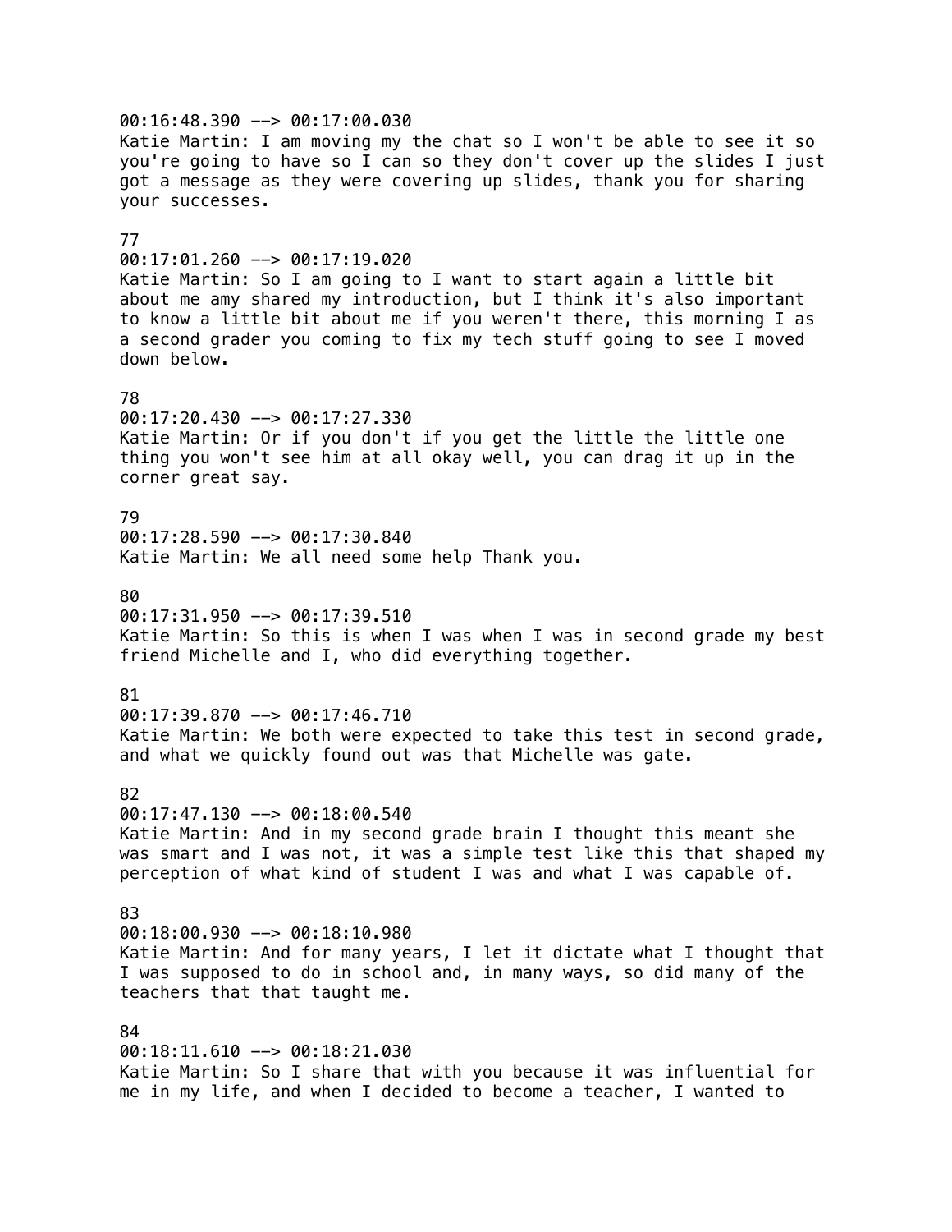00:16:48.390 --> 00:17:00.030
Katie Martin: I am moving my the chat so I won't be able to see it so you're going to have so I can so they don't cover up the slides I just got a message as they were covering up slides, thank you for sharing your successes.

77
00:17:01.260 --> 00:17:19.020
Katie Martin: So I am going to I want to start again a little bit about me amy shared my introduction, but I think it's also important to know a little bit about me if you weren't there, this morning I as a second grader you coming to fix my tech stuff going to see I moved down below.

78
00:17:20.430 --> 00:17:27.330
Katie Martin: Or if you don't if you get the little the little one thing you won't see him at all okay well, you can drag it up in the corner great say.

79
00:17:28.590 --> 00:17:30.840
Katie Martin: We all need some help Thank you.

80
00:17:31.950 --> 00:17:39.510
Katie Martin: So this is when I was when I was in second grade my best friend Michelle and I, who did everything together.

81
00:17:39.870 --> 00:17:46.710
Katie Martin: We both were expected to take this test in second grade, and what we quickly found out was that Michelle was gate.

82
00:17:47.130 --> 00:18:00.540
Katie Martin: And in my second grade brain I thought this meant she was smart and I was not, it was a simple test like this that shaped my perception of what kind of student I was and what I was capable of.

83
00:18:00.930 --> 00:18:10.980
Katie Martin: And for many years, I let it dictate what I thought that I was supposed to do in school and, in many ways, so did many of the teachers that that taught me.

84
00:18:11.610 --> 00:18:21.030
Katie Martin: So I share that with you because it was influential for me in my life, and when I decided to become a teacher, I wanted to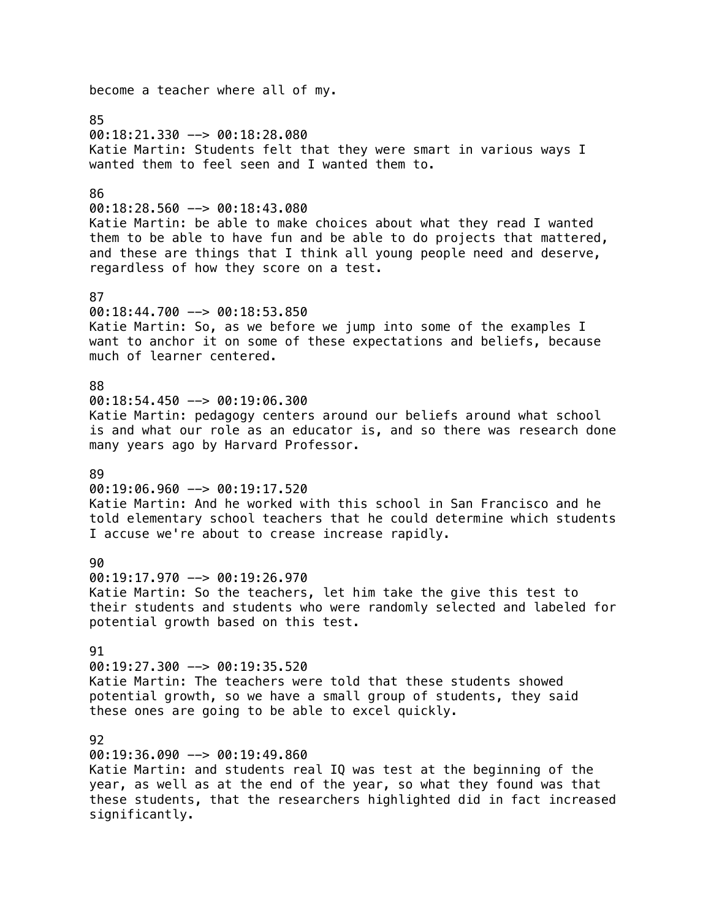become a teacher where all of my.

85
00:18:21.330 --> 00:18:28.080
Katie Martin: Students felt that they were smart in various ways I wanted them to feel seen and I wanted them to.

86
00:18:28.560 --> 00:18:43.080
Katie Martin: be able to make choices about what they read I wanted them to be able to have fun and be able to do projects that mattered, and these are things that I think all young people need and deserve, regardless of how they score on a test.

87
00:18:44.700 --> 00:18:53.850
Katie Martin: So, as we before we jump into some of the examples I want to anchor it on some of these expectations and beliefs, because much of learner centered.

88
00:18:54.450 --> 00:19:06.300
Katie Martin: pedagogy centers around our beliefs around what school is and what our role as an educator is, and so there was research done many years ago by Harvard Professor.

89
00:19:06.960 --> 00:19:17.520
Katie Martin: And he worked with this school in San Francisco and he told elementary school teachers that he could determine which students I accuse we're about to crease increase rapidly.

90
00:19:17.970 --> 00:19:26.970
Katie Martin: So the teachers, let him take the give this test to their students and students who were randomly selected and labeled for potential growth based on this test.

91
00:19:27.300 --> 00:19:35.520
Katie Martin: The teachers were told that these students showed potential growth, so we have a small group of students, they said these ones are going to be able to excel quickly.

92
00:19:36.090 --> 00:19:49.860
Katie Martin: and students real IQ was test at the beginning of the year, as well as at the end of the year, so what they found was that these students, that the researchers highlighted did in fact increased significantly.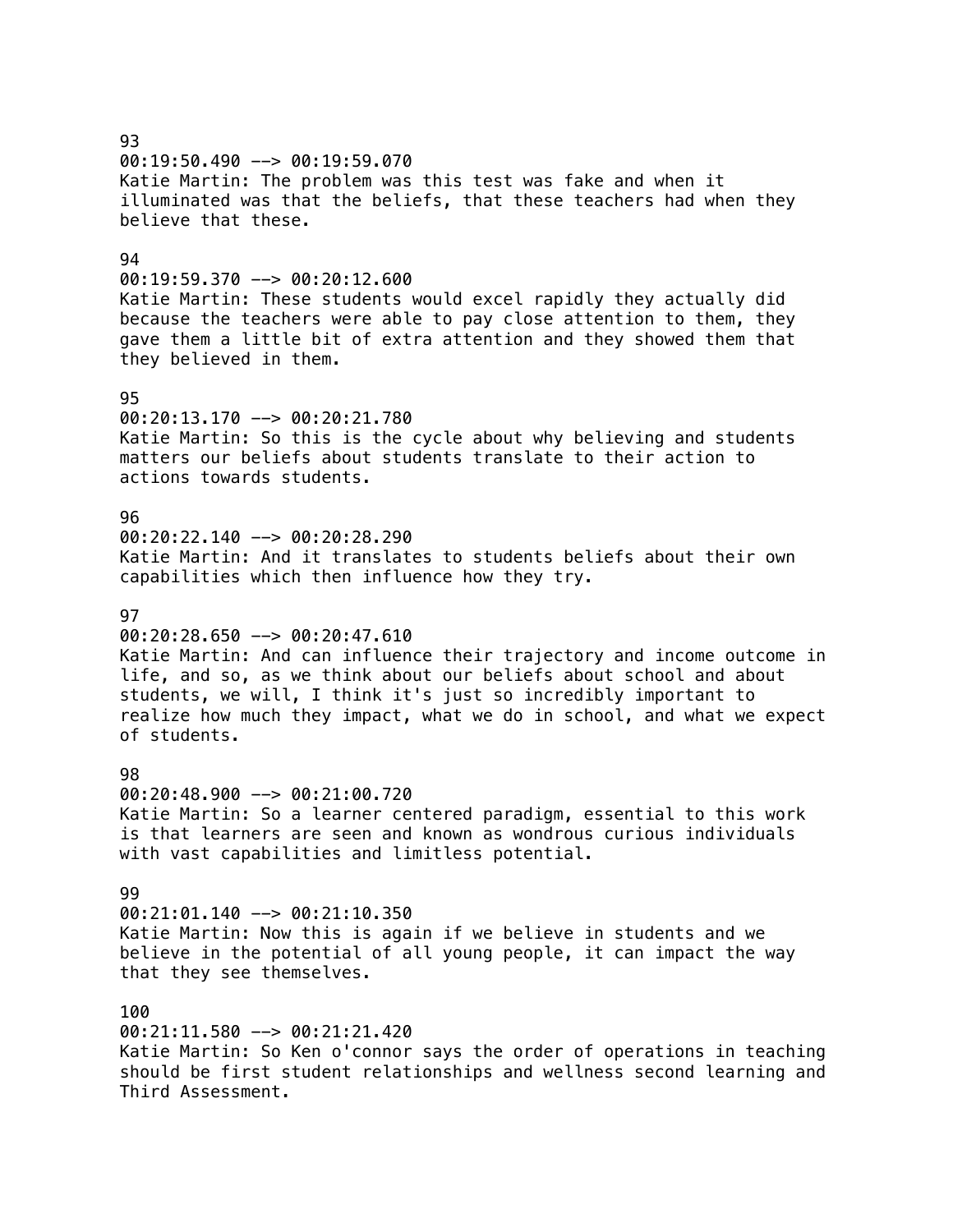93
00:19:50.490 --> 00:19:59.070
Katie Martin: The problem was this test was fake and when it illuminated was that the beliefs, that these teachers had when they believe that these.

94
00:19:59.370 --> 00:20:12.600
Katie Martin: These students would excel rapidly they actually did because the teachers were able to pay close attention to them, they gave them a little bit of extra attention and they showed them that they believed in them.

95
00:20:13.170 --> 00:20:21.780
Katie Martin: So this is the cycle about why believing and students matters our beliefs about students translate to their action to actions towards students.

96
00:20:22.140 --> 00:20:28.290
Katie Martin: And it translates to students beliefs about their own capabilities which then influence how they try.

97
00:20:28.650 --> 00:20:47.610
Katie Martin: And can influence their trajectory and income outcome in life, and so, as we think about our beliefs about school and about students, we will, I think it's just so incredibly important to realize how much they impact, what we do in school, and what we expect of students.

98
00:20:48.900 --> 00:21:00.720
Katie Martin: So a learner centered paradigm, essential to this work is that learners are seen and known as wondrous curious individuals with vast capabilities and limitless potential.

99
00:21:01.140 --> 00:21:10.350
Katie Martin: Now this is again if we believe in students and we believe in the potential of all young people, it can impact the way that they see themselves.

100
00:21:11.580 --> 00:21:21.420
Katie Martin: So Ken o'connor says the order of operations in teaching should be first student relationships and wellness second learning and Third Assessment.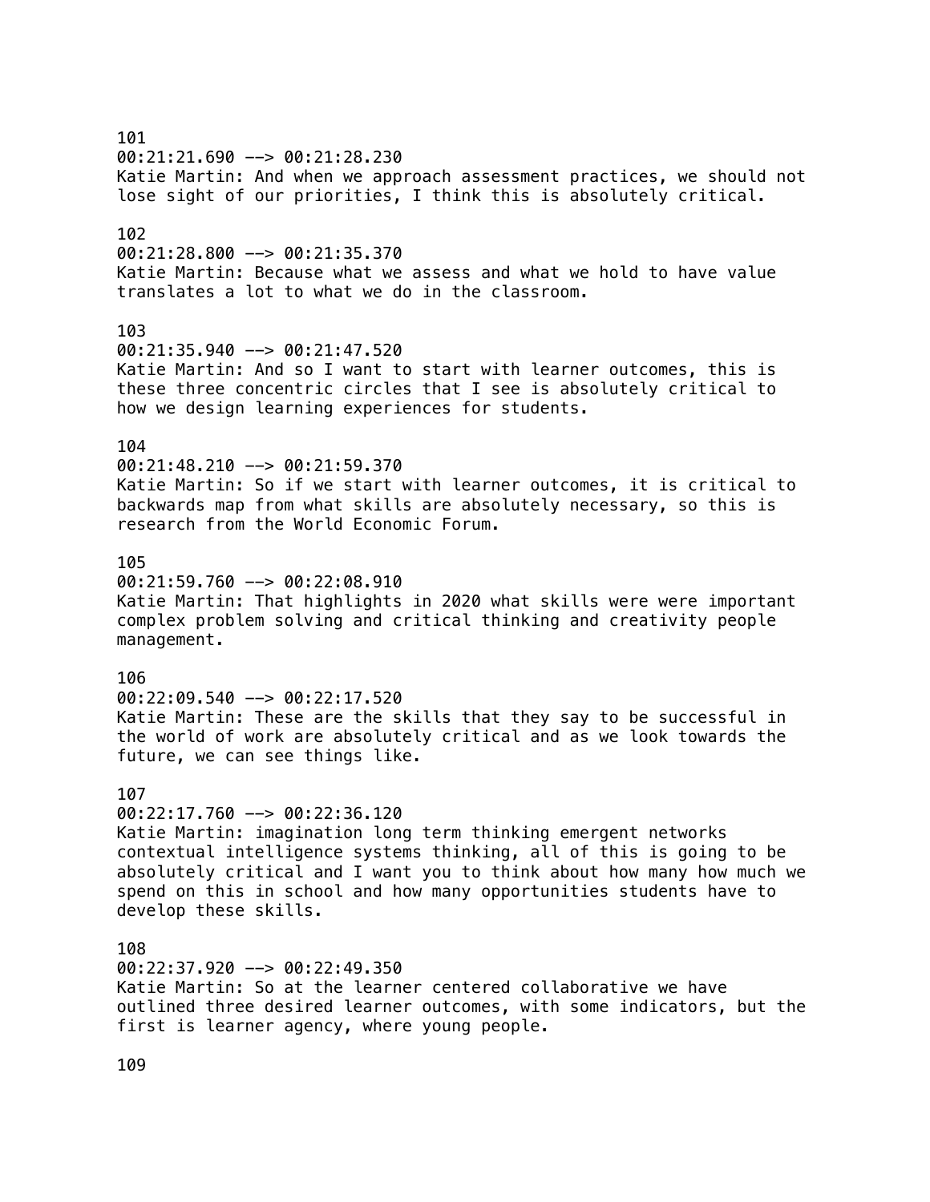101
00:21:21.690 --> 00:21:28.230
Katie Martin: And when we approach assessment practices, we should not lose sight of our priorities, I think this is absolutely critical.

102
00:21:28.800 --> 00:21:35.370
Katie Martin: Because what we assess and what we hold to have value translates a lot to what we do in the classroom.

103
00:21:35.940 --> 00:21:47.520
Katie Martin: And so I want to start with learner outcomes, this is these three concentric circles that I see is absolutely critical to how we design learning experiences for students.

104
00:21:48.210 --> 00:21:59.370
Katie Martin: So if we start with learner outcomes, it is critical to backwards map from what skills are absolutely necessary, so this is research from the World Economic Forum.

105
00:21:59.760 --> 00:22:08.910
Katie Martin: That highlights in 2020 what skills were were important complex problem solving and critical thinking and creativity people management.

106
00:22:09.540 --> 00:22:17.520
Katie Martin: These are the skills that they say to be successful in the world of work are absolutely critical and as we look towards the future, we can see things like.

107
00:22:17.760 --> 00:22:36.120
Katie Martin: imagination long term thinking emergent networks contextual intelligence systems thinking, all of this is going to be absolutely critical and I want you to think about how many how much we spend on this in school and how many opportunities students have to develop these skills.

108
00:22:37.920 --> 00:22:49.350
Katie Martin: So at the learner centered collaborative we have outlined three desired learner outcomes, with some indicators, but the first is learner agency, where young people.

109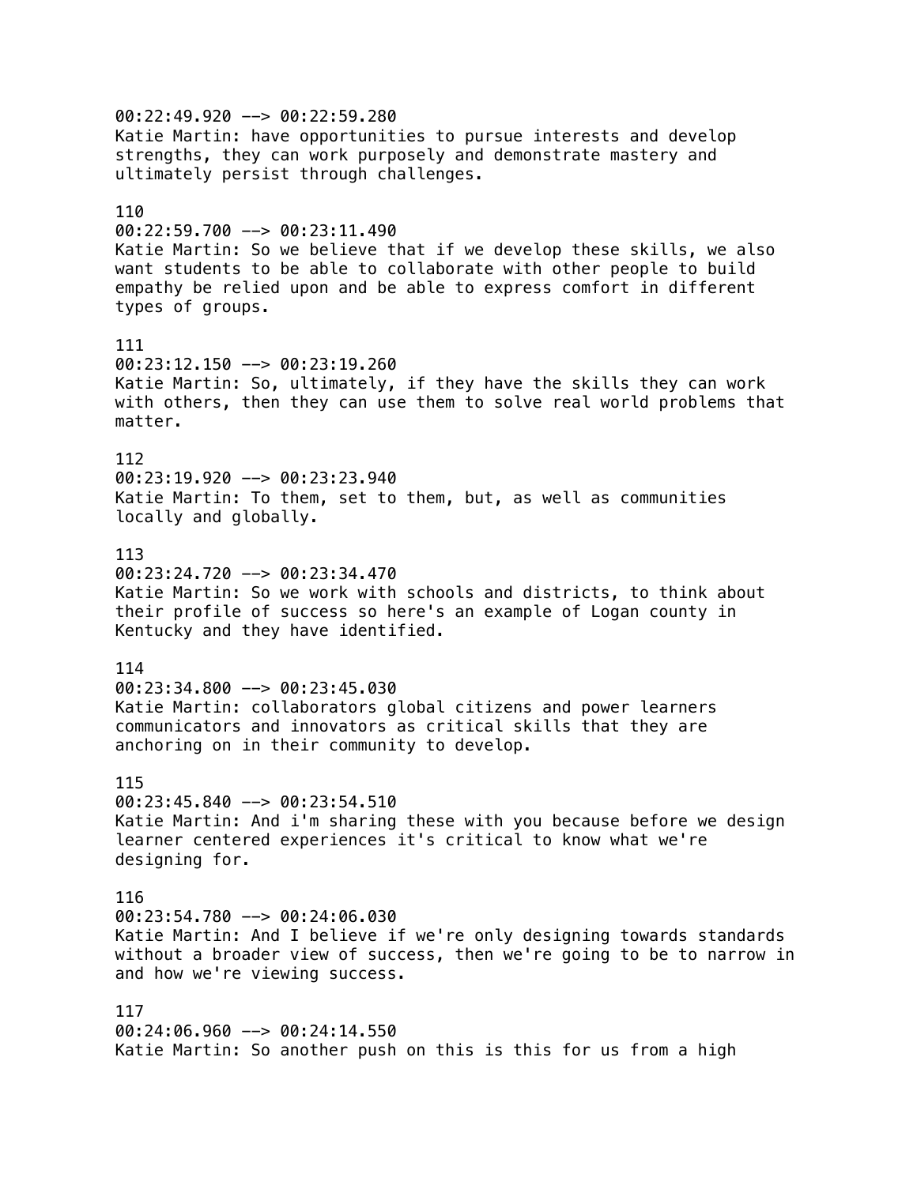00:22:49.920 --> 00:22:59.280
Katie Martin: have opportunities to pursue interests and develop strengths, they can work purposely and demonstrate mastery and ultimately persist through challenges.

110
00:22:59.700 --> 00:23:11.490
Katie Martin: So we believe that if we develop these skills, we also want students to be able to collaborate with other people to build empathy be relied upon and be able to express comfort in different types of groups.

111
00:23:12.150 --> 00:23:19.260
Katie Martin: So, ultimately, if they have the skills they can work with others, then they can use them to solve real world problems that matter.

112
00:23:19.920 --> 00:23:23.940
Katie Martin: To them, set to them, but, as well as communities locally and globally.

113
00:23:24.720 --> 00:23:34.470
Katie Martin: So we work with schools and districts, to think about their profile of success so here's an example of Logan county in Kentucky and they have identified.

114
00:23:34.800 --> 00:23:45.030
Katie Martin: collaborators global citizens and power learners communicators and innovators as critical skills that they are anchoring on in their community to develop.

115
00:23:45.840 --> 00:23:54.510
Katie Martin: And i'm sharing these with you because before we design learner centered experiences it's critical to know what we're designing for.

116
00:23:54.780 --> 00:24:06.030
Katie Martin: And I believe if we're only designing towards standards without a broader view of success, then we're going to be to narrow in and how we're viewing success.

117
00:24:06.960 --> 00:24:14.550
Katie Martin: So another push on this is this for us from a high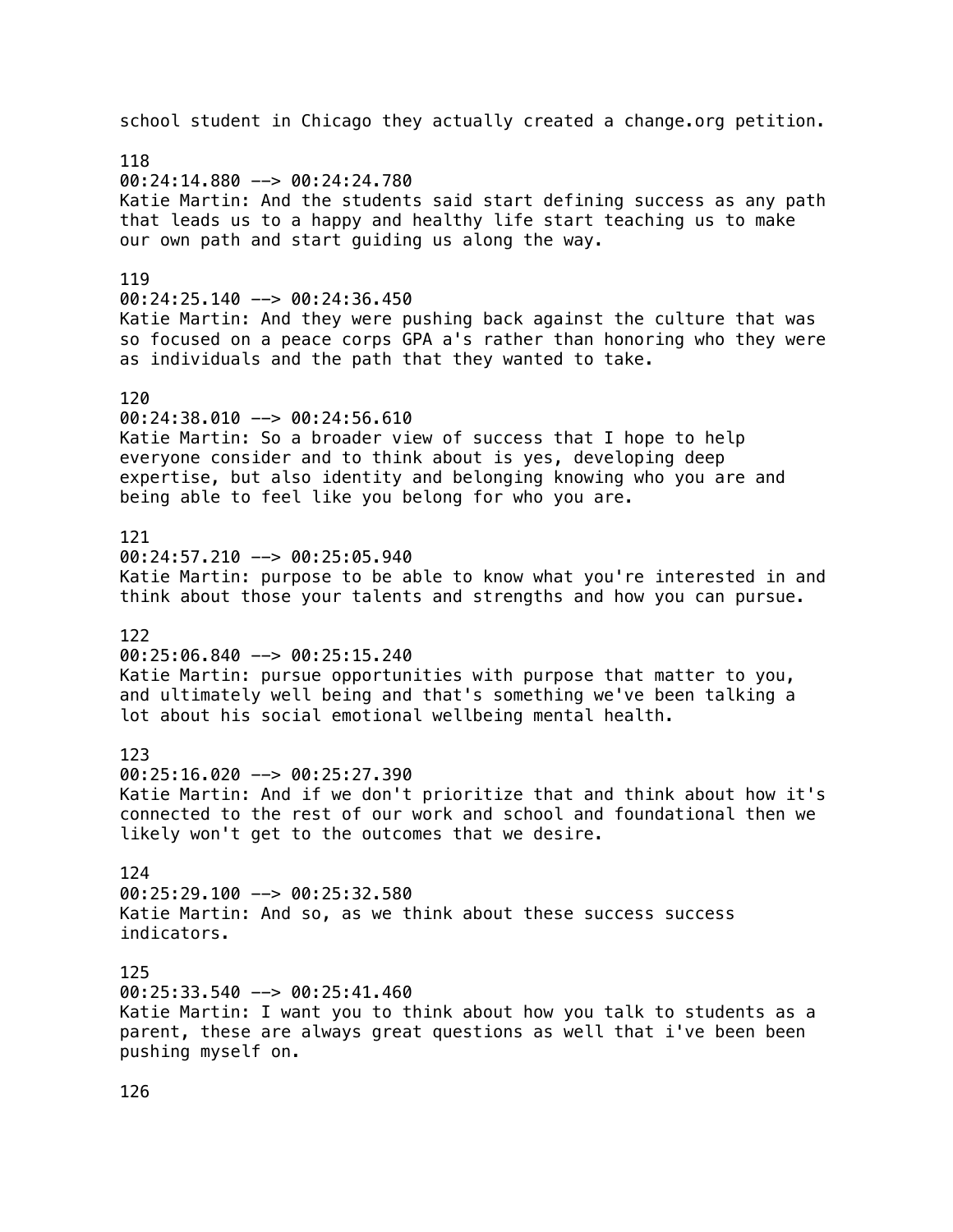school student in Chicago they actually created a change.org petition.

118
00:24:14.880 --> 00:24:24.780
Katie Martin: And the students said start defining success as any path that leads us to a happy and healthy life start teaching us to make our own path and start guiding us along the way.

119
00:24:25.140 --> 00:24:36.450
Katie Martin: And they were pushing back against the culture that was so focused on a peace corps GPA a's rather than honoring who they were as individuals and the path that they wanted to take.

120
00:24:38.010 --> 00:24:56.610
Katie Martin: So a broader view of success that I hope to help everyone consider and to think about is yes, developing deep expertise, but also identity and belonging knowing who you are and being able to feel like you belong for who you are.

121
00:24:57.210 --> 00:25:05.940
Katie Martin: purpose to be able to know what you're interested in and think about those your talents and strengths and how you can pursue.

122
00:25:06.840 --> 00:25:15.240
Katie Martin: pursue opportunities with purpose that matter to you, and ultimately well being and that's something we've been talking a lot about his social emotional wellbeing mental health.

123
00:25:16.020 --> 00:25:27.390
Katie Martin: And if we don't prioritize that and think about how it's connected to the rest of our work and school and foundational then we likely won't get to the outcomes that we desire.

124
00:25:29.100 --> 00:25:32.580
Katie Martin: And so, as we think about these success success indicators.

125
00:25:33.540 --> 00:25:41.460
Katie Martin: I want you to think about how you talk to students as a parent, these are always great questions as well that i've been been pushing myself on.

126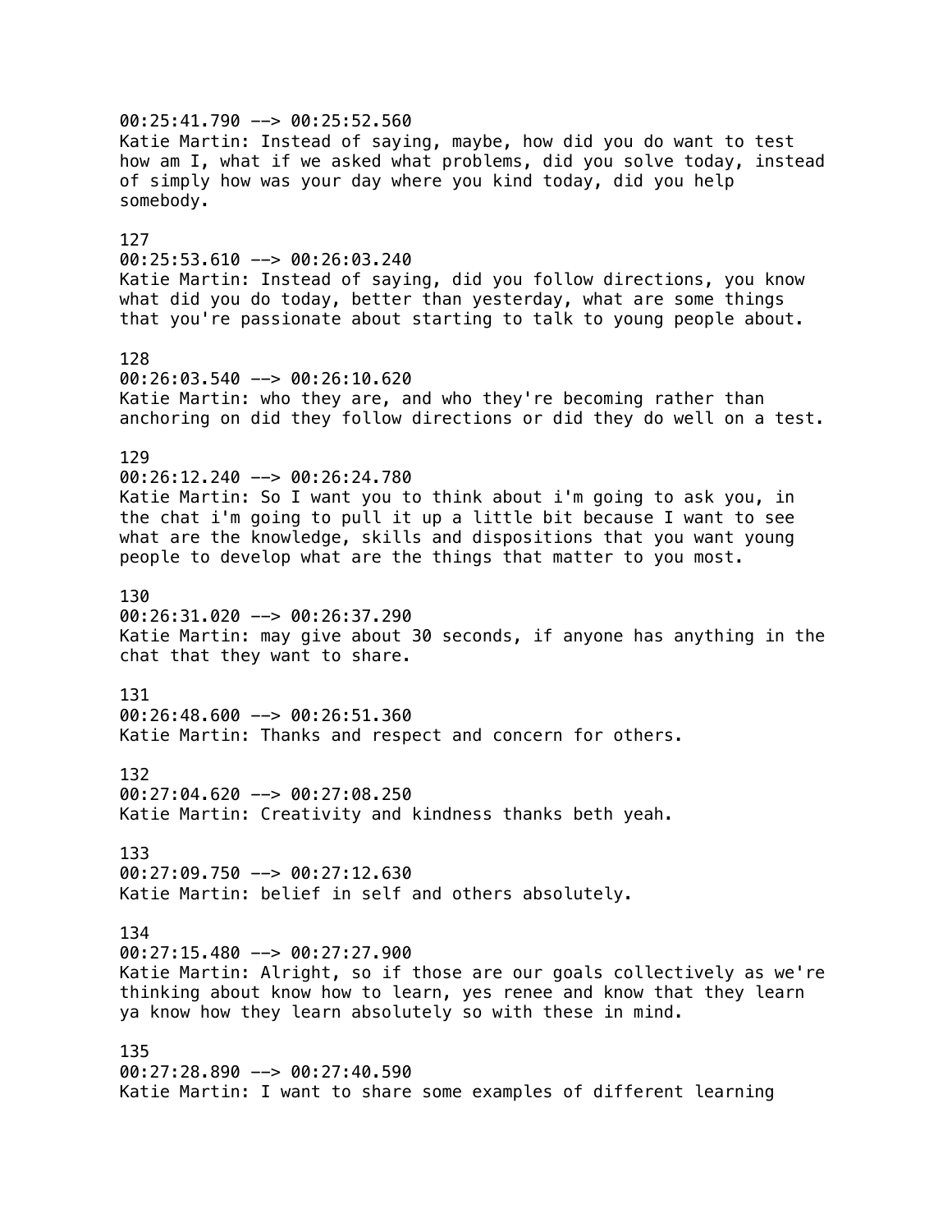00:25:41.790 --> 00:25:52.560
Katie Martin: Instead of saying, maybe, how did you do want to test how am I, what if we asked what problems, did you solve today, instead of simply how was your day where you kind today, did you help somebody.

127
00:25:53.610 --> 00:26:03.240
Katie Martin: Instead of saying, did you follow directions, you know what did you do today, better than yesterday, what are some things that you're passionate about starting to talk to young people about.

128
00:26:03.540 --> 00:26:10.620
Katie Martin: who they are, and who they're becoming rather than anchoring on did they follow directions or did they do well on a test.

129
00:26:12.240 --> 00:26:24.780
Katie Martin: So I want you to think about i'm going to ask you, in the chat i'm going to pull it up a little bit because I want to see what are the knowledge, skills and dispositions that you want young people to develop what are the things that matter to you most.

130
00:26:31.020 --> 00:26:37.290
Katie Martin: may give about 30 seconds, if anyone has anything in the chat that they want to share.

131
00:26:48.600 --> 00:26:51.360
Katie Martin: Thanks and respect and concern for others.

132
00:27:04.620 --> 00:27:08.250
Katie Martin: Creativity and kindness thanks beth yeah.

133
00:27:09.750 --> 00:27:12.630
Katie Martin: belief in self and others absolutely.

134
00:27:15.480 --> 00:27:27.900
Katie Martin: Alright, so if those are our goals collectively as we're thinking about know how to learn, yes renee and know that they learn ya know how they learn absolutely so with these in mind.

135
00:27:28.890 --> 00:27:40.590
Katie Martin: I want to share some examples of different learning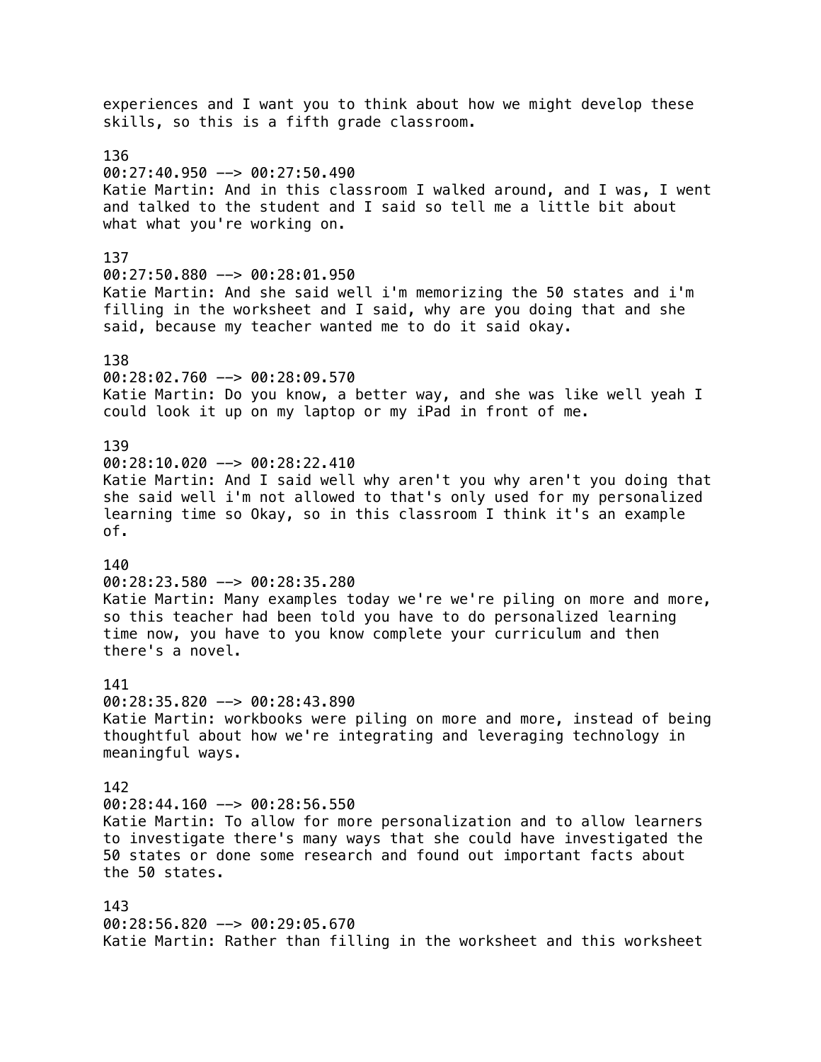experiences and I want you to think about how we might develop these skills, so this is a fifth grade classroom.

136
00:27:40.950 --> 00:27:50.490
Katie Martin: And in this classroom I walked around, and I was, I went and talked to the student and I said so tell me a little bit about what what you're working on.

137
00:27:50.880 --> 00:28:01.950
Katie Martin: And she said well i'm memorizing the 50 states and i'm filling in the worksheet and I said, why are you doing that and she said, because my teacher wanted me to do it said okay.

138
00:28:02.760 --> 00:28:09.570
Katie Martin: Do you know, a better way, and she was like well yeah I could look it up on my laptop or my iPad in front of me.

139
00:28:10.020 --> 00:28:22.410
Katie Martin: And I said well why aren't you why aren't you doing that she said well i'm not allowed to that's only used for my personalized learning time so Okay, so in this classroom I think it's an example of.

140
00:28:23.580 --> 00:28:35.280
Katie Martin: Many examples today we're we're piling on more and more, so this teacher had been told you have to do personalized learning time now, you have to you know complete your curriculum and then there's a novel.

141
00:28:35.820 --> 00:28:43.890
Katie Martin: workbooks were piling on more and more, instead of being thoughtful about how we're integrating and leveraging technology in meaningful ways.

142
00:28:44.160 --> 00:28:56.550
Katie Martin: To allow for more personalization and to allow learners to investigate there's many ways that she could have investigated the 50 states or done some research and found out important facts about the 50 states.

143
00:28:56.820 --> 00:29:05.670
Katie Martin: Rather than filling in the worksheet and this worksheet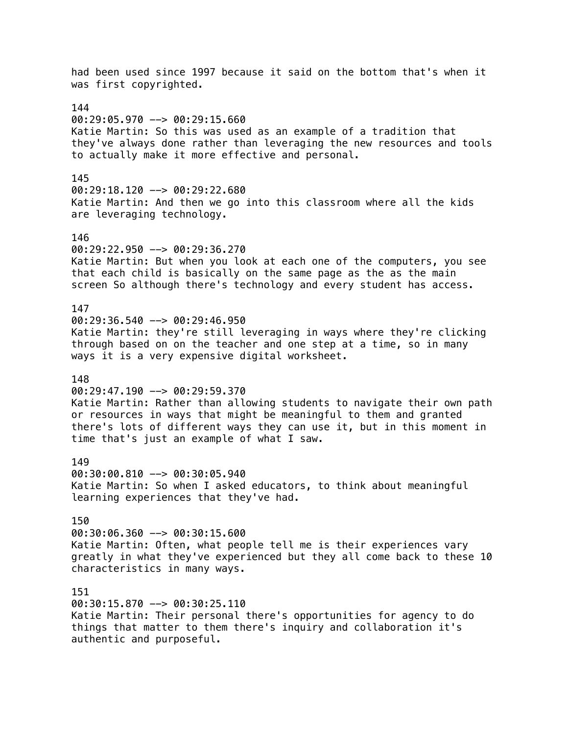had been used since 1997 because it said on the bottom that's when it was first copyrighted.

144
00:29:05.970 --> 00:29:15.660
Katie Martin: So this was used as an example of a tradition that they've always done rather than leveraging the new resources and tools to actually make it more effective and personal.

145
00:29:18.120 --> 00:29:22.680
Katie Martin: And then we go into this classroom where all the kids are leveraging technology.

146
00:29:22.950 --> 00:29:36.270
Katie Martin: But when you look at each one of the computers, you see that each child is basically on the same page as the as the main screen So although there's technology and every student has access.

147
00:29:36.540 --> 00:29:46.950
Katie Martin: they're still leveraging in ways where they're clicking through based on on the teacher and one step at a time, so in many ways it is a very expensive digital worksheet.

148
00:29:47.190 --> 00:29:59.370
Katie Martin: Rather than allowing students to navigate their own path or resources in ways that might be meaningful to them and granted there's lots of different ways they can use it, but in this moment in time that's just an example of what I saw.

149
00:30:00.810 --> 00:30:05.940
Katie Martin: So when I asked educators, to think about meaningful learning experiences that they've had.

150
00:30:06.360 --> 00:30:15.600
Katie Martin: Often, what people tell me is their experiences vary greatly in what they've experienced but they all come back to these 10 characteristics in many ways.

151
00:30:15.870 --> 00:30:25.110
Katie Martin: Their personal there's opportunities for agency to do things that matter to them there's inquiry and collaboration it's authentic and purposeful.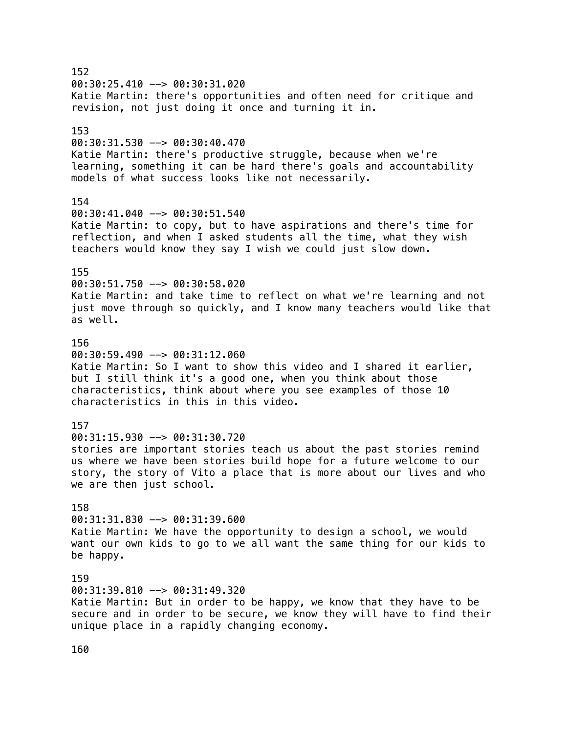152
00:30:25.410 --> 00:30:31.020
Katie Martin: there's opportunities and often need for critique and revision, not just doing it once and turning it in.

153
00:30:31.530 --> 00:30:40.470
Katie Martin: there's productive struggle, because when we're learning, something it can be hard there's goals and accountability models of what success looks like not necessarily.

154
00:30:41.040 --> 00:30:51.540
Katie Martin: to copy, but to have aspirations and there's time for reflection, and when I asked students all the time, what they wish teachers would know they say I wish we could just slow down.

155
00:30:51.750 --> 00:30:58.020
Katie Martin: and take time to reflect on what we're learning and not just move through so quickly, and I know many teachers would like that as well.

156
00:30:59.490 --> 00:31:12.060
Katie Martin: So I want to show this video and I shared it earlier, but I still think it's a good one, when you think about those characteristics, think about where you see examples of those 10 characteristics in this in this video.

157
00:31:15.930 --> 00:31:30.720
stories are important stories teach us about the past stories remind us where we have been stories build hope for a future welcome to our story, the story of Vito a place that is more about our lives and who we are then just school.

158
00:31:31.830 --> 00:31:39.600
Katie Martin: We have the opportunity to design a school, we would want our own kids to go to we all want the same thing for our kids to be happy.

159
00:31:39.810 --> 00:31:49.320
Katie Martin: But in order to be happy, we know that they have to be secure and in order to be secure, we know they will have to find their unique place in a rapidly changing economy.

160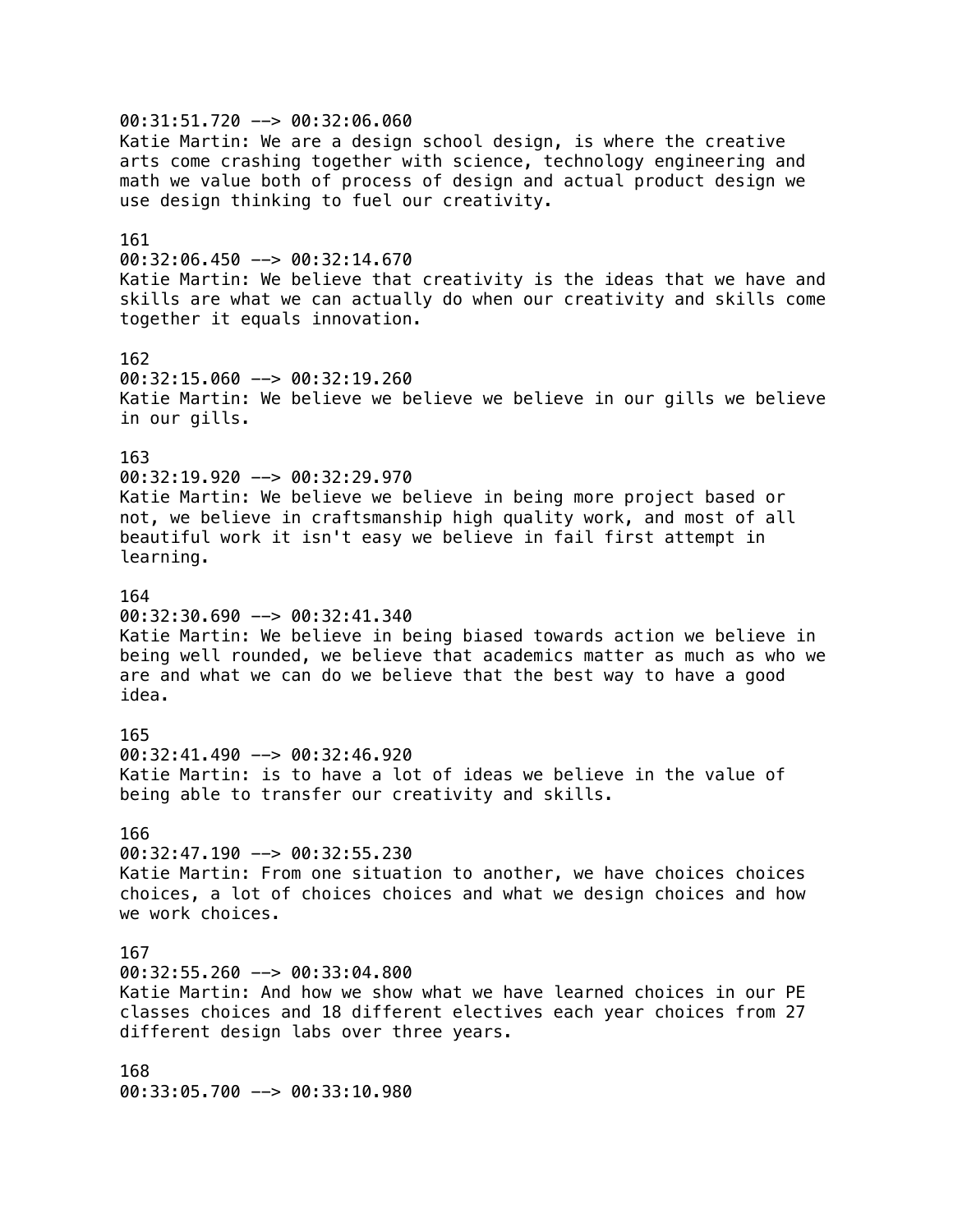00:31:51.720 --> 00:32:06.060
Katie Martin: We are a design school design, is where the creative arts come crashing together with science, technology engineering and math we value both of process of design and actual product design we use design thinking to fuel our creativity.

161
00:32:06.450 --> 00:32:14.670
Katie Martin: We believe that creativity is the ideas that we have and skills are what we can actually do when our creativity and skills come together it equals innovation.

162
00:32:15.060 --> 00:32:19.260
Katie Martin: We believe we believe we believe in our gills we believe in our gills.

163
00:32:19.920 --> 00:32:29.970
Katie Martin: We believe we believe in being more project based or not, we believe in craftsmanship high quality work, and most of all beautiful work it isn't easy we believe in fail first attempt in learning.

164
00:32:30.690 --> 00:32:41.340
Katie Martin: We believe in being biased towards action we believe in being well rounded, we believe that academics matter as much as who we are and what we can do we believe that the best way to have a good idea.

165
00:32:41.490 --> 00:32:46.920
Katie Martin: is to have a lot of ideas we believe in the value of being able to transfer our creativity and skills.

166
00:32:47.190 --> 00:32:55.230
Katie Martin: From one situation to another, we have choices choices choices, a lot of choices choices and what we design choices and how we work choices.

167
00:32:55.260 --> 00:33:04.800
Katie Martin: And how we show what we have learned choices in our PE classes choices and 18 different electives each year choices from 27 different design labs over three years.

168
00:33:05.700 --> 00:33:10.980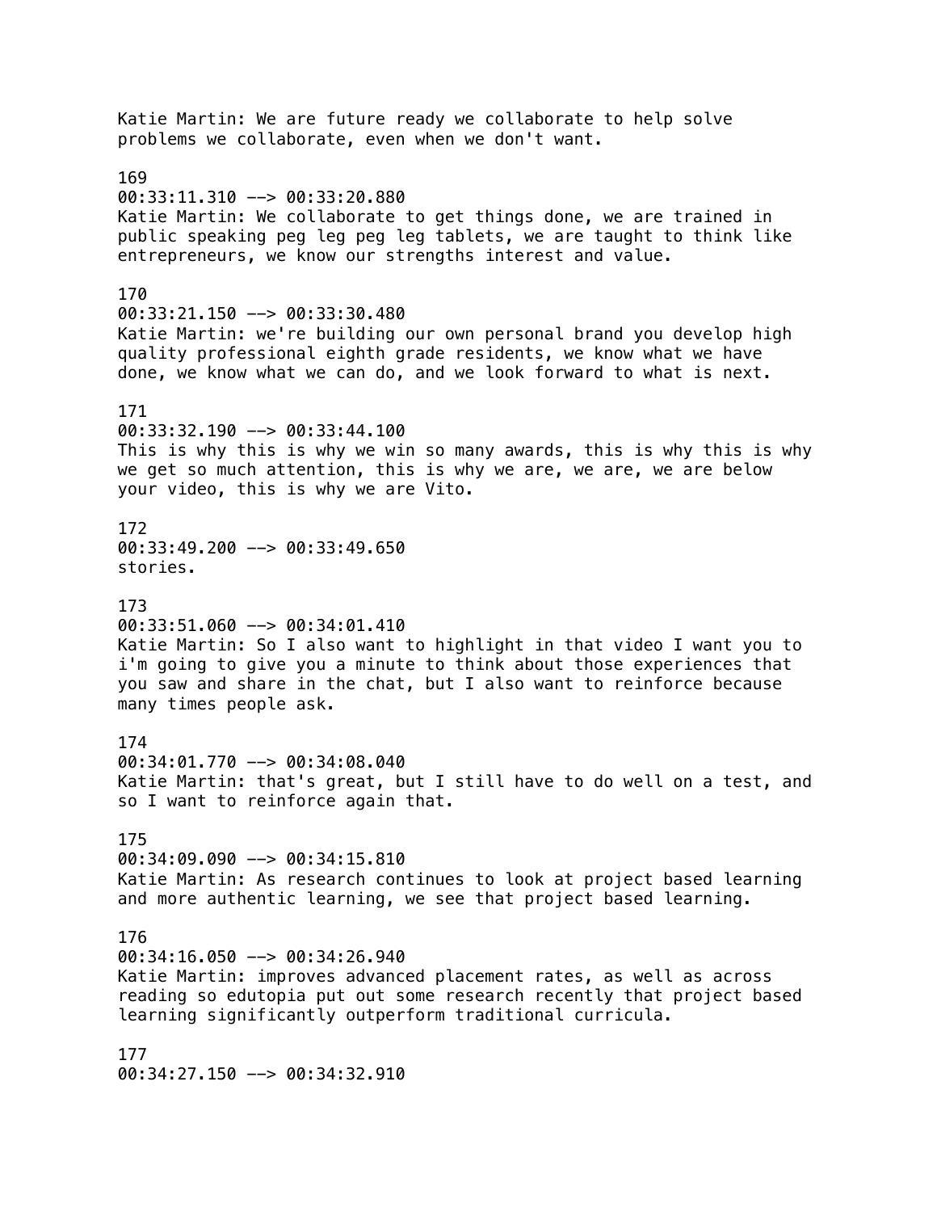Katie Martin: We are future ready we collaborate to help solve problems we collaborate, even when we don't want.

169
00:33:11.310 --> 00:33:20.880
Katie Martin: We collaborate to get things done, we are trained in public speaking peg leg peg leg tablets, we are taught to think like entrepreneurs, we know our strengths interest and value.

170
00:33:21.150 --> 00:33:30.480
Katie Martin: we're building our own personal brand you develop high quality professional eighth grade residents, we know what we have done, we know what we can do, and we look forward to what is next.

171
00:33:32.190 --> 00:33:44.100
This is why this is why we win so many awards, this is why this is why we get so much attention, this is why we are, we are, we are below your video, this is why we are Vito.

172
00:33:49.200 --> 00:33:49.650
stories.

173
00:33:51.060 --> 00:34:01.410
Katie Martin: So I also want to highlight in that video I want you to i'm going to give you a minute to think about those experiences that you saw and share in the chat, but I also want to reinforce because many times people ask.

174
00:34:01.770 --> 00:34:08.040
Katie Martin: that's great, but I still have to do well on a test, and so I want to reinforce again that.

175
00:34:09.090 --> 00:34:15.810
Katie Martin: As research continues to look at project based learning and more authentic learning, we see that project based learning.

176
00:34:16.050 --> 00:34:26.940
Katie Martin: improves advanced placement rates, as well as across reading so edutopia put out some research recently that project based learning significantly outperform traditional curricula.

177
00:34:27.150 --> 00:34:32.910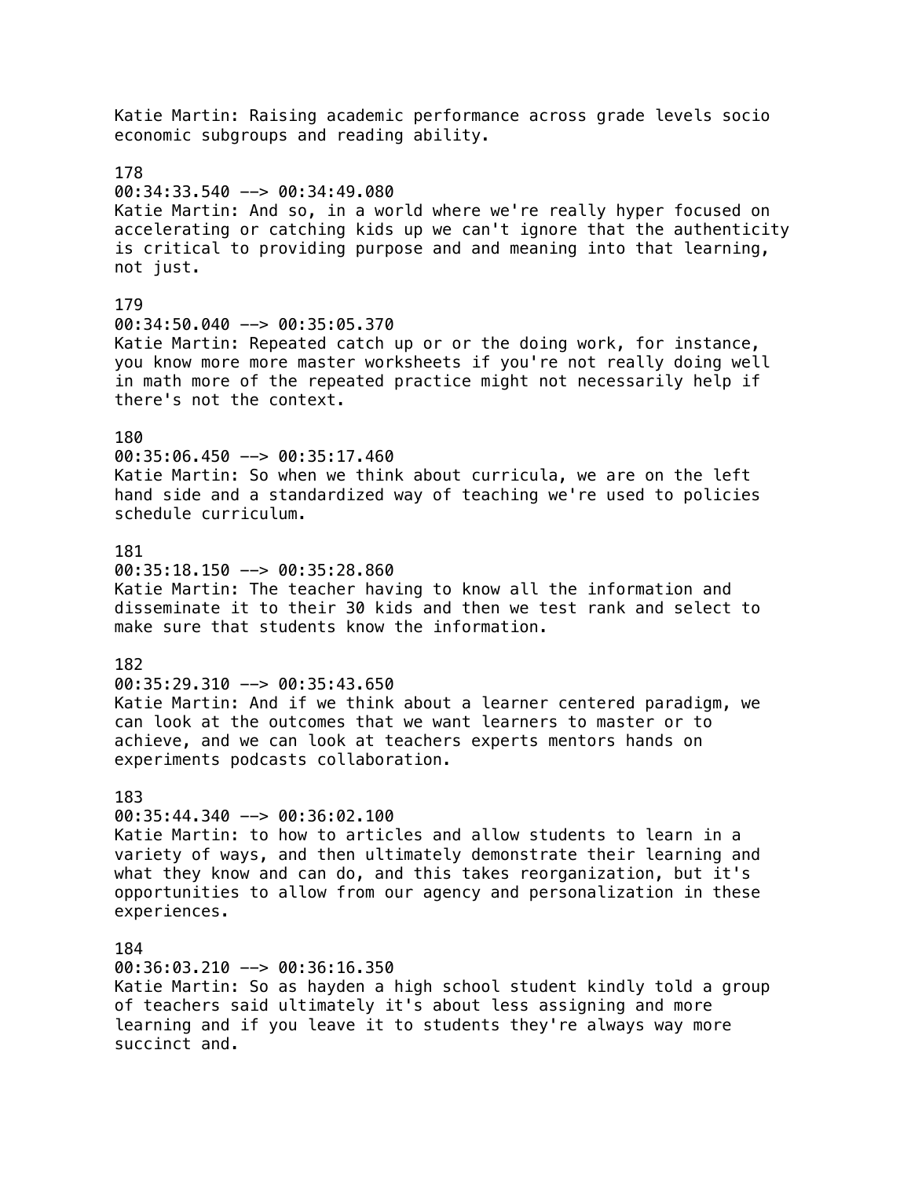Katie Martin: Raising academic performance across grade levels socio economic subgroups and reading ability.

178
00:34:33.540 --> 00:34:49.080
Katie Martin: And so, in a world where we're really hyper focused on accelerating or catching kids up we can't ignore that the authenticity is critical to providing purpose and and meaning into that learning, not just.

179
00:34:50.040 --> 00:35:05.370
Katie Martin: Repeated catch up or or the doing work, for instance, you know more more master worksheets if you're not really doing well in math more of the repeated practice might not necessarily help if there's not the context.

180
00:35:06.450 --> 00:35:17.460
Katie Martin: So when we think about curricula, we are on the left hand side and a standardized way of teaching we're used to policies schedule curriculum.

181
00:35:18.150 --> 00:35:28.860
Katie Martin: The teacher having to know all the information and disseminate it to their 30 kids and then we test rank and select to make sure that students know the information.

182
00:35:29.310 --> 00:35:43.650
Katie Martin: And if we think about a learner centered paradigm, we can look at the outcomes that we want learners to master or to achieve, and we can look at teachers experts mentors hands on experiments podcasts collaboration.

183
00:35:44.340 --> 00:36:02.100
Katie Martin: to how to articles and allow students to learn in a variety of ways, and then ultimately demonstrate their learning and what they know and can do, and this takes reorganization, but it's opportunities to allow from our agency and personalization in these experiences.

184
00:36:03.210 --> 00:36:16.350
Katie Martin: So as hayden a high school student kindly told a group of teachers said ultimately it's about less assigning and more learning and if you leave it to students they're always way more succinct and.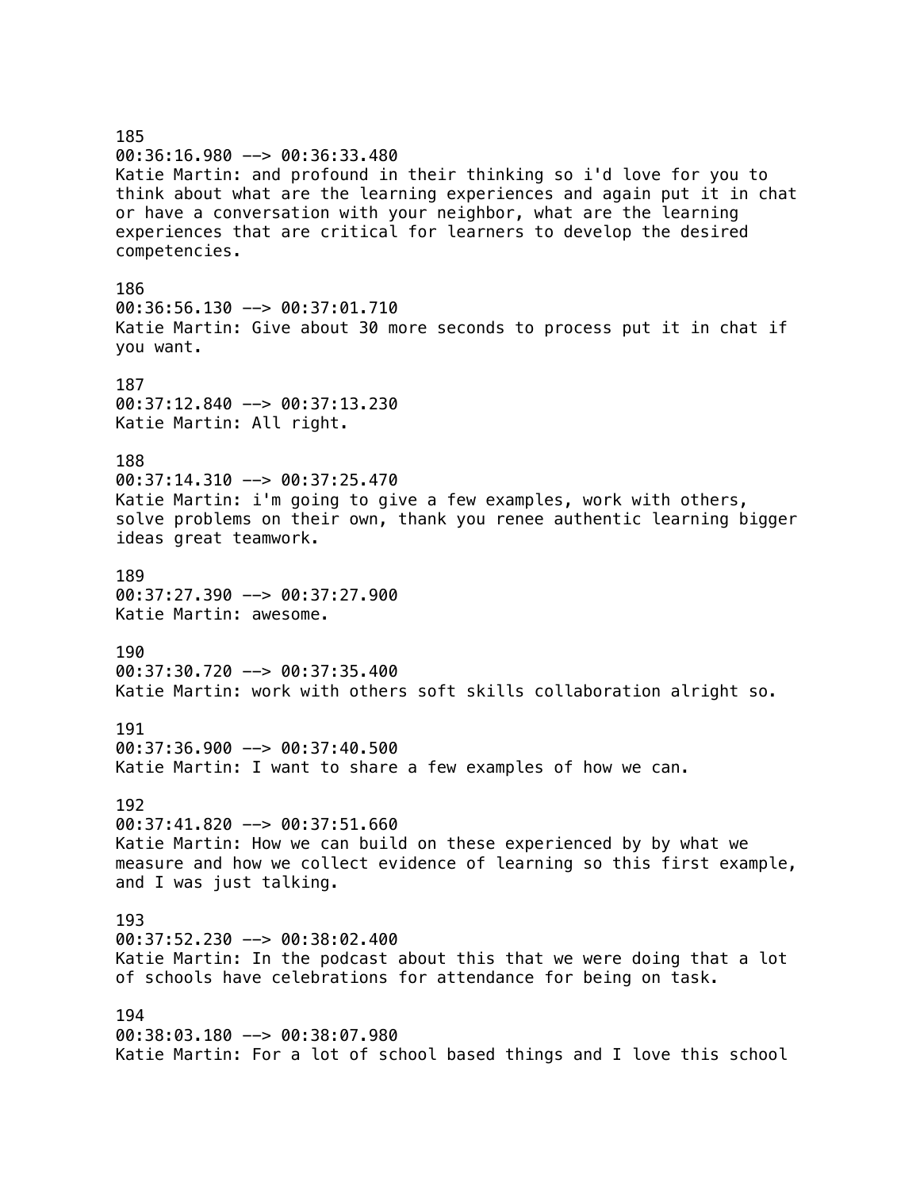185
00:36:16.980 --> 00:36:33.480
Katie Martin: and profound in their thinking so i'd love for you to think about what are the learning experiences and again put it in chat or have a conversation with your neighbor, what are the learning experiences that are critical for learners to develop the desired competencies.

186
00:36:56.130 --> 00:37:01.710
Katie Martin: Give about 30 more seconds to process put it in chat if you want.

187
00:37:12.840 --> 00:37:13.230
Katie Martin: All right.

188
00:37:14.310 --> 00:37:25.470
Katie Martin: i'm going to give a few examples, work with others, solve problems on their own, thank you renee authentic learning bigger ideas great teamwork.

189
00:37:27.390 --> 00:37:27.900
Katie Martin: awesome.

190
00:37:30.720 --> 00:37:35.400
Katie Martin: work with others soft skills collaboration alright so.

191
00:37:36.900 --> 00:37:40.500
Katie Martin: I want to share a few examples of how we can.

192
00:37:41.820 --> 00:37:51.660
Katie Martin: How we can build on these experienced by by what we measure and how we collect evidence of learning so this first example, and I was just talking.

193
00:37:52.230 --> 00:38:02.400
Katie Martin: In the podcast about this that we were doing that a lot of schools have celebrations for attendance for being on task.

194
00:38:03.180 --> 00:38:07.980
Katie Martin: For a lot of school based things and I love this school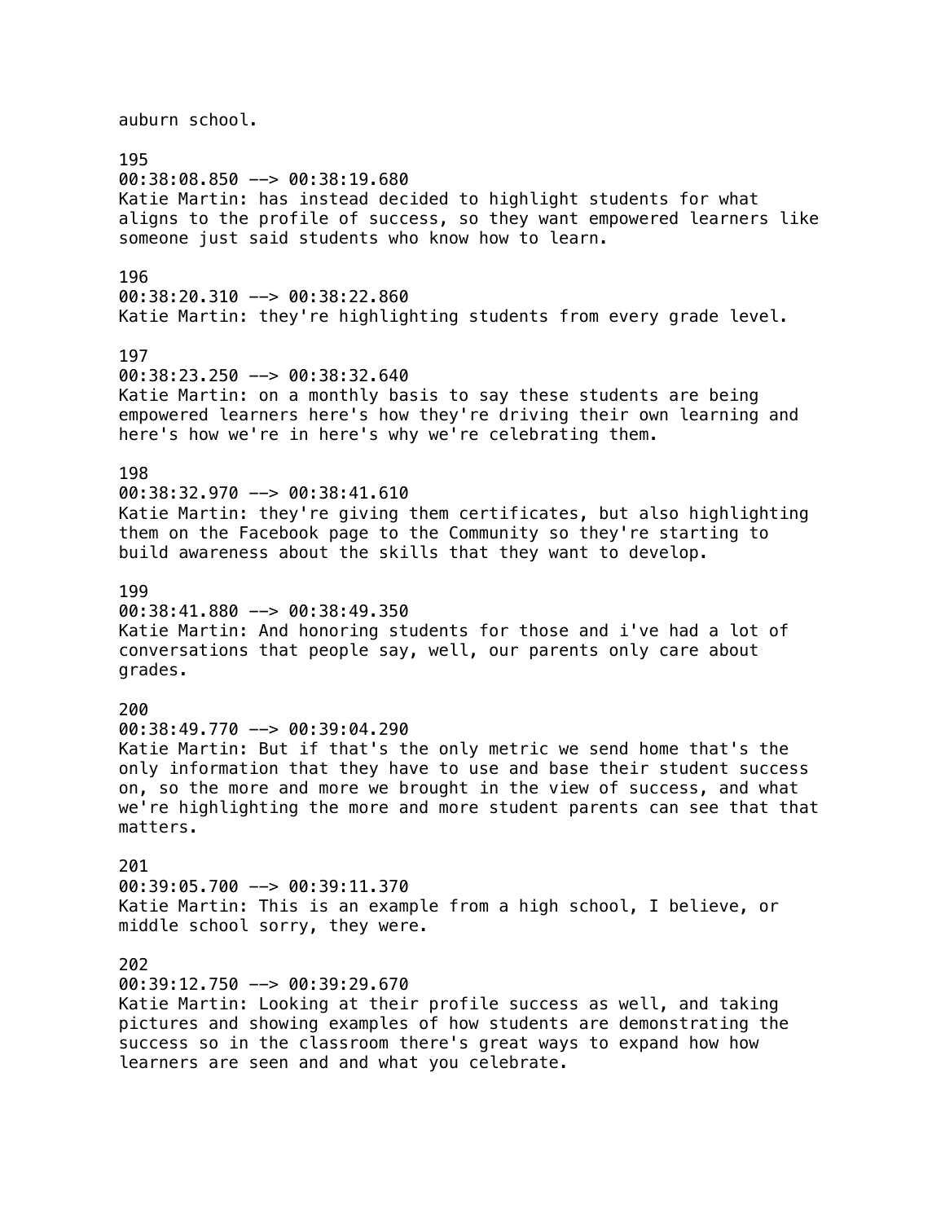auburn school.

195
00:38:08.850 --> 00:38:19.680
Katie Martin: has instead decided to highlight students for what aligns to the profile of success, so they want empowered learners like someone just said students who know how to learn.

196
00:38:20.310 --> 00:38:22.860
Katie Martin: they're highlighting students from every grade level.

197
00:38:23.250 --> 00:38:32.640
Katie Martin: on a monthly basis to say these students are being empowered learners here's how they're driving their own learning and here's how we're in here's why we're celebrating them.

198
00:38:32.970 --> 00:38:41.610
Katie Martin: they're giving them certificates, but also highlighting them on the Facebook page to the Community so they're starting to build awareness about the skills that they want to develop.

199
00:38:41.880 --> 00:38:49.350
Katie Martin: And honoring students for those and i've had a lot of conversations that people say, well, our parents only care about grades.

200
00:38:49.770 --> 00:39:04.290
Katie Martin: But if that's the only metric we send home that's the only information that they have to use and base their student success on, so the more and more we brought in the view of success, and what we're highlighting the more and more student parents can see that that matters.

201
00:39:05.700 --> 00:39:11.370
Katie Martin: This is an example from a high school, I believe, or middle school sorry, they were.

202
00:39:12.750 --> 00:39:29.670
Katie Martin: Looking at their profile success as well, and taking pictures and showing examples of how students are demonstrating the success so in the classroom there's great ways to expand how how learners are seen and and what you celebrate.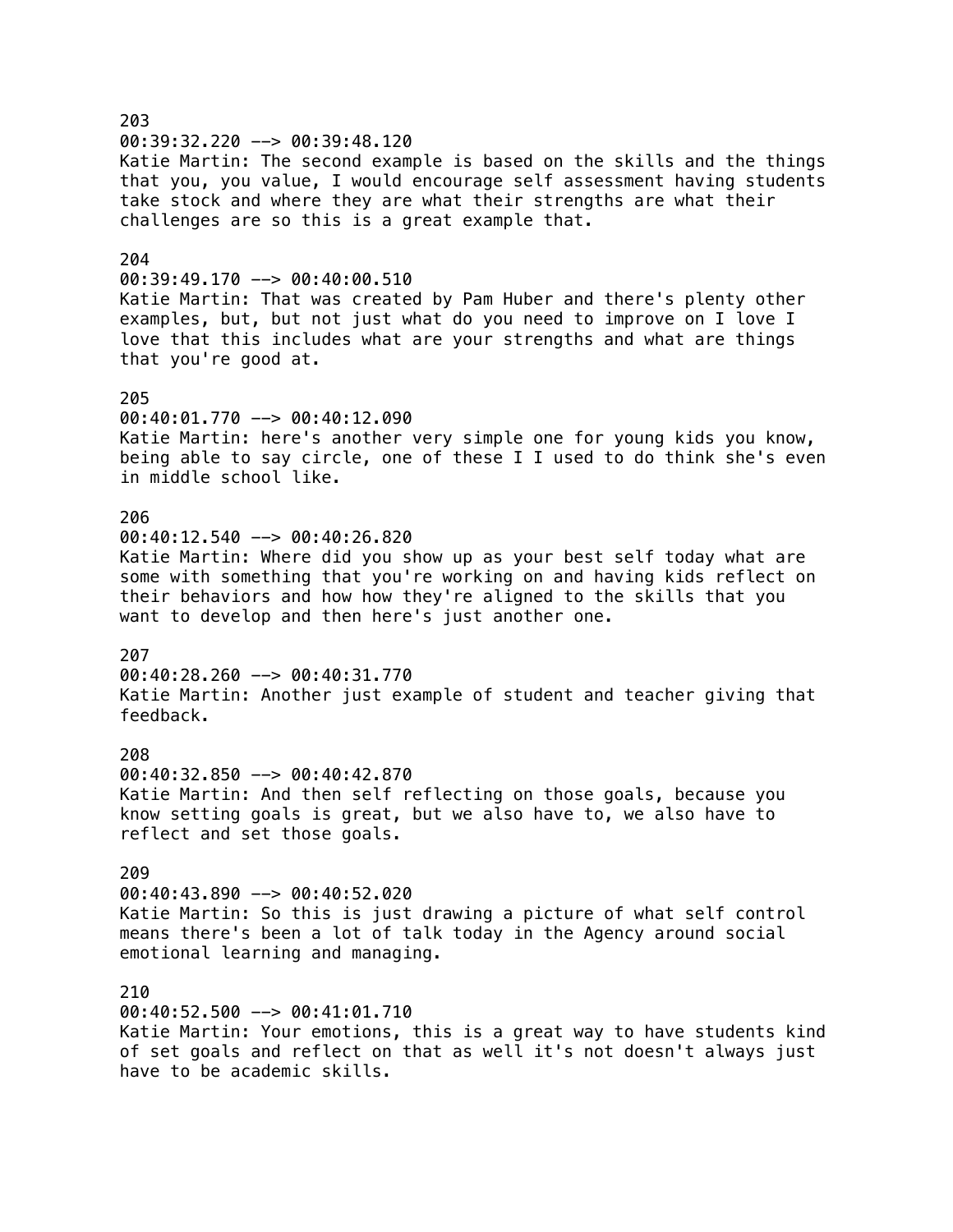203
00:39:32.220 --> 00:39:48.120
Katie Martin: The second example is based on the skills and the things that you, you value, I would encourage self assessment having students take stock and where they are what their strengths are what their challenges are so this is a great example that.

204
00:39:49.170 --> 00:40:00.510
Katie Martin: That was created by Pam Huber and there's plenty other examples, but, but not just what do you need to improve on I love I love that this includes what are your strengths and what are things that you're good at.

205
00:40:01.770 --> 00:40:12.090
Katie Martin: here's another very simple one for young kids you know, being able to say circle, one of these I I used to do think she's even in middle school like.

206
00:40:12.540 --> 00:40:26.820
Katie Martin: Where did you show up as your best self today what are some with something that you're working on and having kids reflect on their behaviors and how how they're aligned to the skills that you want to develop and then here's just another one.

207
00:40:28.260 --> 00:40:31.770
Katie Martin: Another just example of student and teacher giving that feedback.

208
00:40:32.850 --> 00:40:42.870
Katie Martin: And then self reflecting on those goals, because you know setting goals is great, but we also have to, we also have to reflect and set those goals.

209
00:40:43.890 --> 00:40:52.020
Katie Martin: So this is just drawing a picture of what self control means there's been a lot of talk today in the Agency around social emotional learning and managing.

210
00:40:52.500 --> 00:41:01.710
Katie Martin: Your emotions, this is a great way to have students kind of set goals and reflect on that as well it's not doesn't always just have to be academic skills.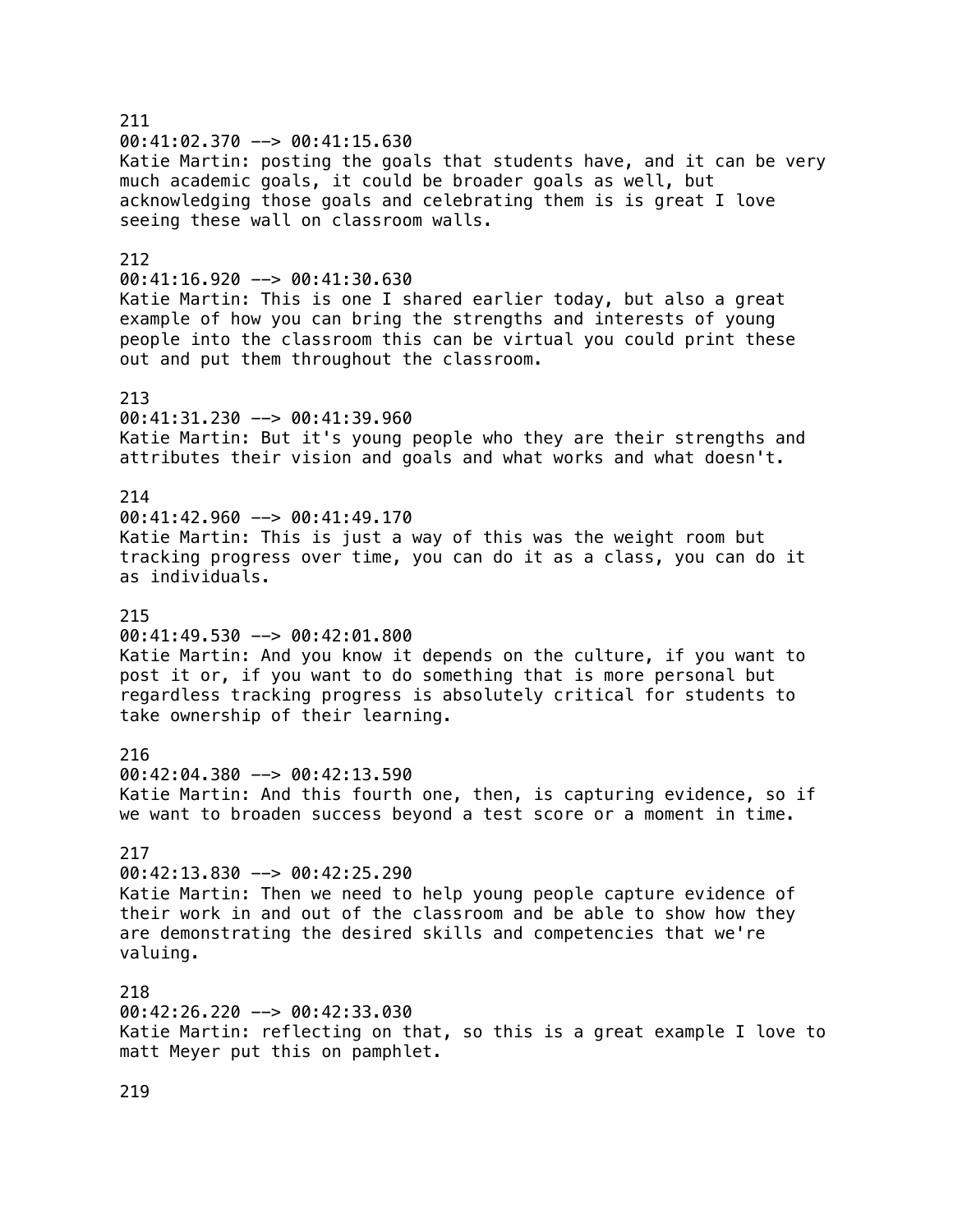211
00:41:02.370 --> 00:41:15.630
Katie Martin: posting the goals that students have, and it can be very much academic goals, it could be broader goals as well, but acknowledging those goals and celebrating them is is great I love seeing these wall on classroom walls.

212
00:41:16.920 --> 00:41:30.630
Katie Martin: This is one I shared earlier today, but also a great example of how you can bring the strengths and interests of young people into the classroom this can be virtual you could print these out and put them throughout the classroom.

213
00:41:31.230 --> 00:41:39.960
Katie Martin: But it's young people who they are their strengths and attributes their vision and goals and what works and what doesn't.

214
00:41:42.960 --> 00:41:49.170
Katie Martin: This is just a way of this was the weight room but tracking progress over time, you can do it as a class, you can do it as individuals.

215
00:41:49.530 --> 00:42:01.800
Katie Martin: And you know it depends on the culture, if you want to post it or, if you want to do something that is more personal but regardless tracking progress is absolutely critical for students to take ownership of their learning.

216
00:42:04.380 --> 00:42:13.590
Katie Martin: And this fourth one, then, is capturing evidence, so if we want to broaden success beyond a test score or a moment in time.

217
00:42:13.830 --> 00:42:25.290
Katie Martin: Then we need to help young people capture evidence of their work in and out of the classroom and be able to show how they are demonstrating the desired skills and competencies that we're valuing.

218
00:42:26.220 --> 00:42:33.030
Katie Martin: reflecting on that, so this is a great example I love to matt Meyer put this on pamphlet.

219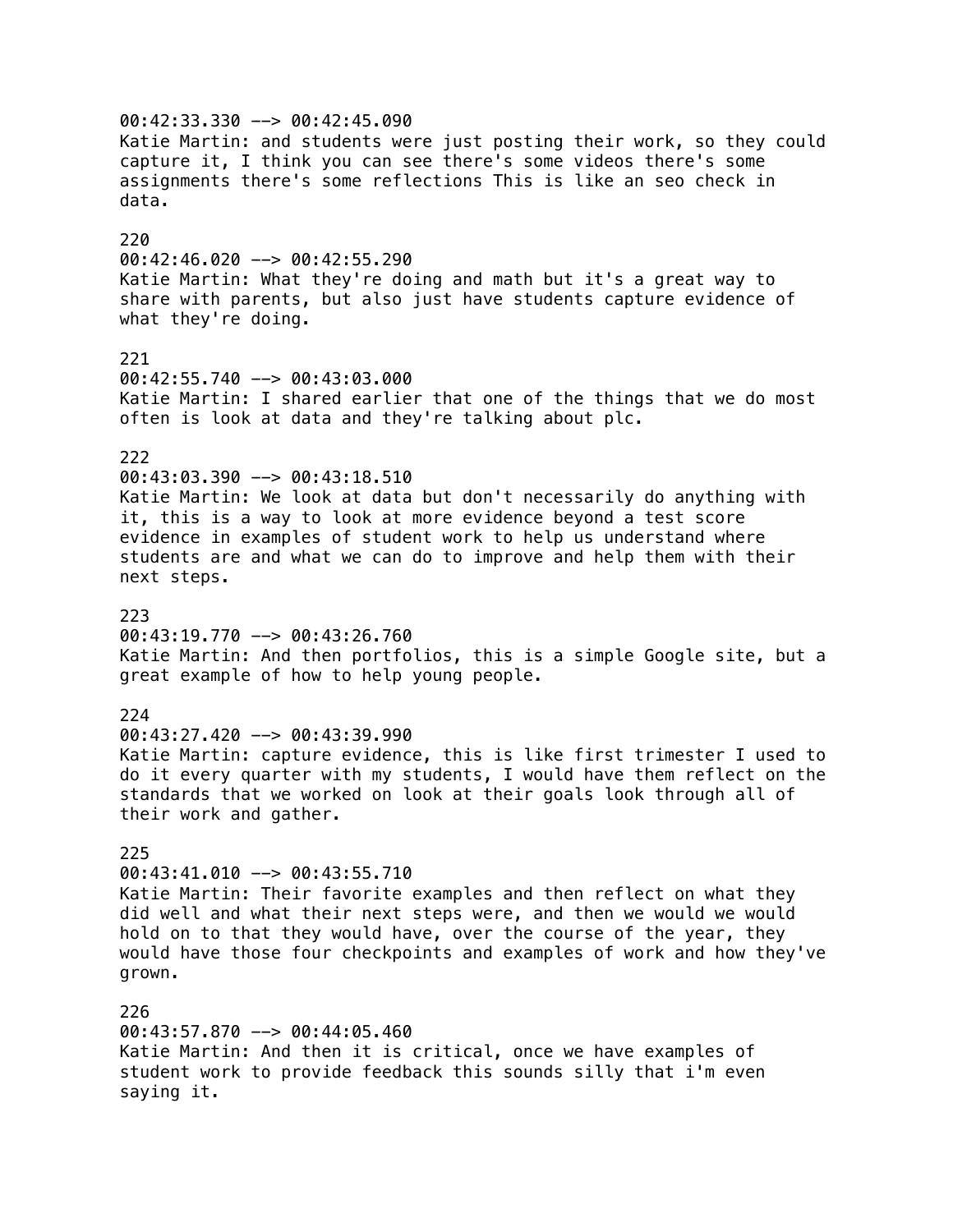00:42:33.330 --> 00:42:45.090
Katie Martin: and students were just posting their work, so they could capture it, I think you can see there's some videos there's some assignments there's some reflections This is like an seo check in data.

220
00:42:46.020 --> 00:42:55.290
Katie Martin: What they're doing and math but it's a great way to share with parents, but also just have students capture evidence of what they're doing.

221
00:42:55.740 --> 00:43:03.000
Katie Martin: I shared earlier that one of the things that we do most often is look at data and they're talking about plc.

222
00:43:03.390 --> 00:43:18.510
Katie Martin: We look at data but don't necessarily do anything with it, this is a way to look at more evidence beyond a test score evidence in examples of student work to help us understand where students are and what we can do to improve and help them with their next steps.

223
00:43:19.770 --> 00:43:26.760
Katie Martin: And then portfolios, this is a simple Google site, but a great example of how to help young people.

224
00:43:27.420 --> 00:43:39.990
Katie Martin: capture evidence, this is like first trimester I used to do it every quarter with my students, I would have them reflect on the standards that we worked on look at their goals look through all of their work and gather.

225
00:43:41.010 --> 00:43:55.710
Katie Martin: Their favorite examples and then reflect on what they did well and what their next steps were, and then we would we would hold on to that they would have, over the course of the year, they would have those four checkpoints and examples of work and how they've grown.

226
00:43:57.870 --> 00:44:05.460
Katie Martin: And then it is critical, once we have examples of student work to provide feedback this sounds silly that i'm even saying it.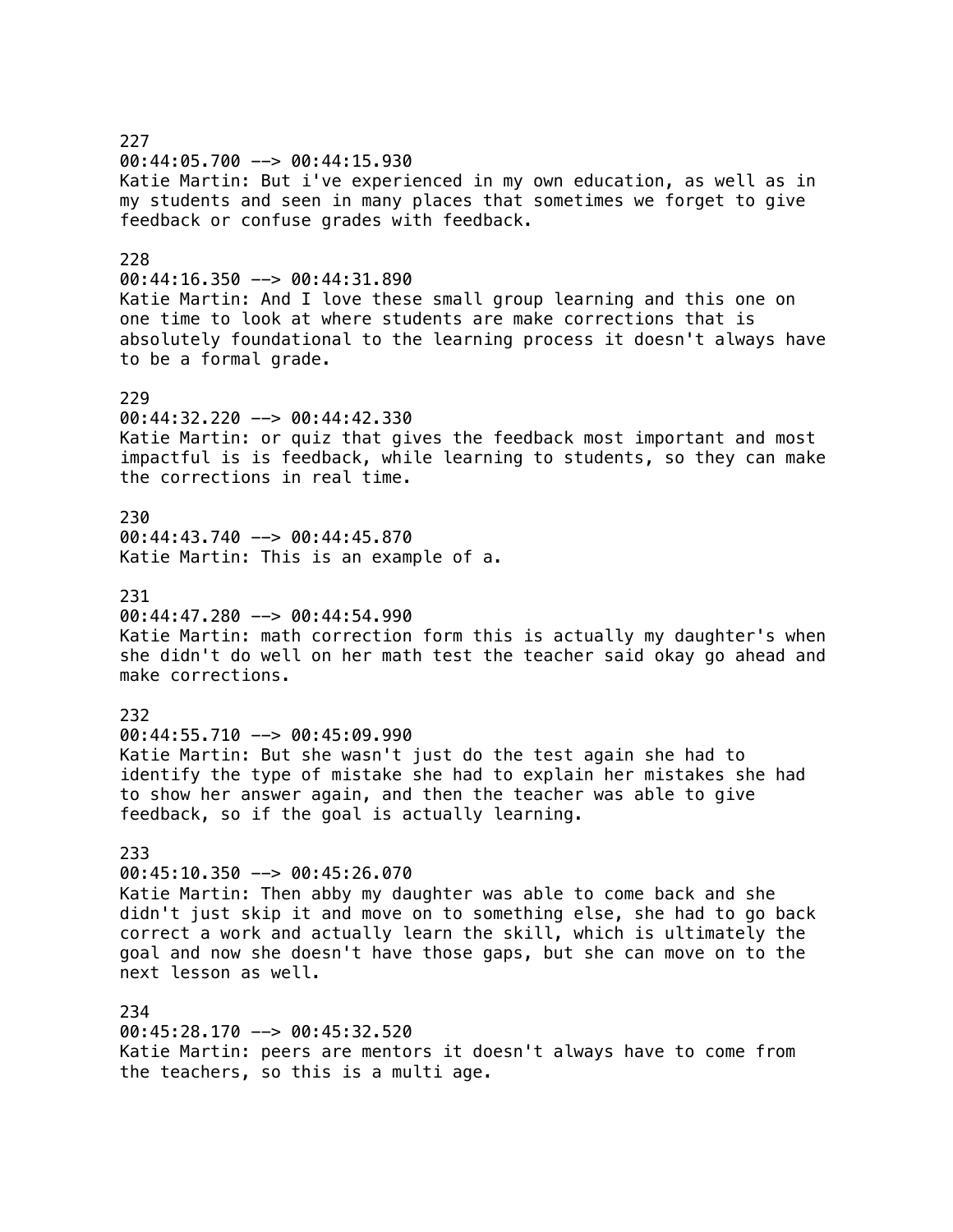227
00:44:05.700 --> 00:44:15.930
Katie Martin: But i've experienced in my own education, as well as in my students and seen in many places that sometimes we forget to give feedback or confuse grades with feedback.

228
00:44:16.350 --> 00:44:31.890
Katie Martin: And I love these small group learning and this one on one time to look at where students are make corrections that is absolutely foundational to the learning process it doesn't always have to be a formal grade.

229
00:44:32.220 --> 00:44:42.330
Katie Martin: or quiz that gives the feedback most important and most impactful is is feedback, while learning to students, so they can make the corrections in real time.

230
00:44:43.740 --> 00:44:45.870
Katie Martin: This is an example of a.

231
00:44:47.280 --> 00:44:54.990
Katie Martin: math correction form this is actually my daughter's when she didn't do well on her math test the teacher said okay go ahead and make corrections.

232
00:44:55.710 --> 00:45:09.990
Katie Martin: But she wasn't just do the test again she had to identify the type of mistake she had to explain her mistakes she had to show her answer again, and then the teacher was able to give feedback, so if the goal is actually learning.

233
00:45:10.350 --> 00:45:26.070
Katie Martin: Then abby my daughter was able to come back and she didn't just skip it and move on to something else, she had to go back correct a work and actually learn the skill, which is ultimately the goal and now she doesn't have those gaps, but she can move on to the next lesson as well.

234
00:45:28.170 --> 00:45:32.520
Katie Martin: peers are mentors it doesn't always have to come from the teachers, so this is a multi age.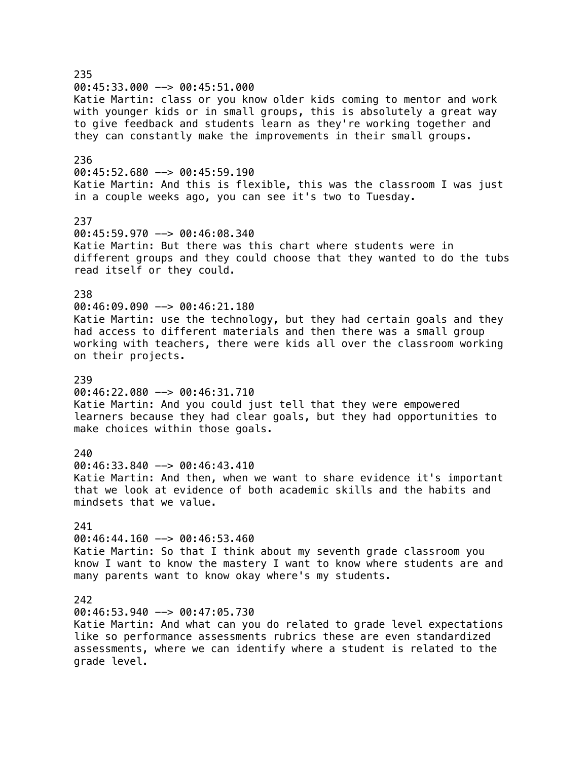235
00:45:33.000 --> 00:45:51.000
Katie Martin: class or you know older kids coming to mentor and work with younger kids or in small groups, this is absolutely a great way to give feedback and students learn as they're working together and they can constantly make the improvements in their small groups.

236
00:45:52.680 --> 00:45:59.190
Katie Martin: And this is flexible, this was the classroom I was just in a couple weeks ago, you can see it's two to Tuesday.

237
00:45:59.970 --> 00:46:08.340
Katie Martin: But there was this chart where students were in different groups and they could choose that they wanted to do the tubs read itself or they could.

238
00:46:09.090 --> 00:46:21.180
Katie Martin: use the technology, but they had certain goals and they had access to different materials and then there was a small group working with teachers, there were kids all over the classroom working on their projects.

239
00:46:22.080 --> 00:46:31.710
Katie Martin: And you could just tell that they were empowered learners because they had clear goals, but they had opportunities to make choices within those goals.

240
00:46:33.840 --> 00:46:43.410
Katie Martin: And then, when we want to share evidence it's important that we look at evidence of both academic skills and the habits and mindsets that we value.

241
00:46:44.160 --> 00:46:53.460
Katie Martin: So that I think about my seventh grade classroom you know I want to know the mastery I want to know where students are and many parents want to know okay where's my students.

242
00:46:53.940 --> 00:47:05.730
Katie Martin: And what can you do related to grade level expectations like so performance assessments rubrics these are even standardized assessments, where we can identify where a student is related to the grade level.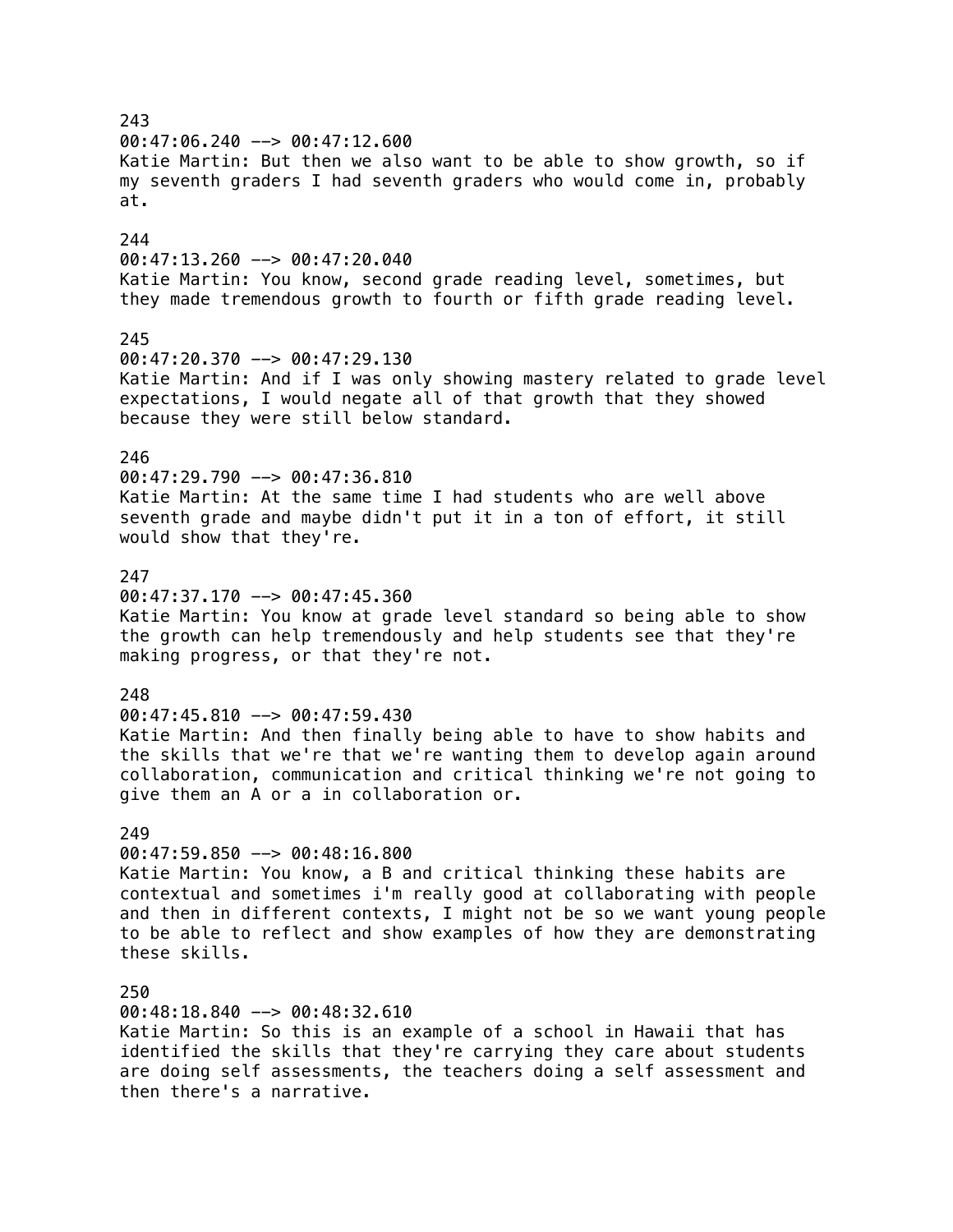243
00:47:06.240 --> 00:47:12.600
Katie Martin: But then we also want to be able to show growth, so if my seventh graders I had seventh graders who would come in, probably at.

244
00:47:13.260 --> 00:47:20.040
Katie Martin: You know, second grade reading level, sometimes, but they made tremendous growth to fourth or fifth grade reading level.

245
00:47:20.370 --> 00:47:29.130
Katie Martin: And if I was only showing mastery related to grade level expectations, I would negate all of that growth that they showed because they were still below standard.

246
00:47:29.790 --> 00:47:36.810
Katie Martin: At the same time I had students who are well above seventh grade and maybe didn't put it in a ton of effort, it still would show that they're.

247
00:47:37.170 --> 00:47:45.360
Katie Martin: You know at grade level standard so being able to show the growth can help tremendously and help students see that they're making progress, or that they're not.

248
00:47:45.810 --> 00:47:59.430
Katie Martin: And then finally being able to have to show habits and the skills that we're that we're wanting them to develop again around collaboration, communication and critical thinking we're not going to give them an A or a in collaboration or.

249
00:47:59.850 --> 00:48:16.800
Katie Martin: You know, a B and critical thinking these habits are contextual and sometimes i'm really good at collaborating with people and then in different contexts, I might not be so we want young people to be able to reflect and show examples of how they are demonstrating these skills.

250
00:48:18.840 --> 00:48:32.610
Katie Martin: So this is an example of a school in Hawaii that has identified the skills that they're carrying they care about students are doing self assessments, the teachers doing a self assessment and then there's a narrative.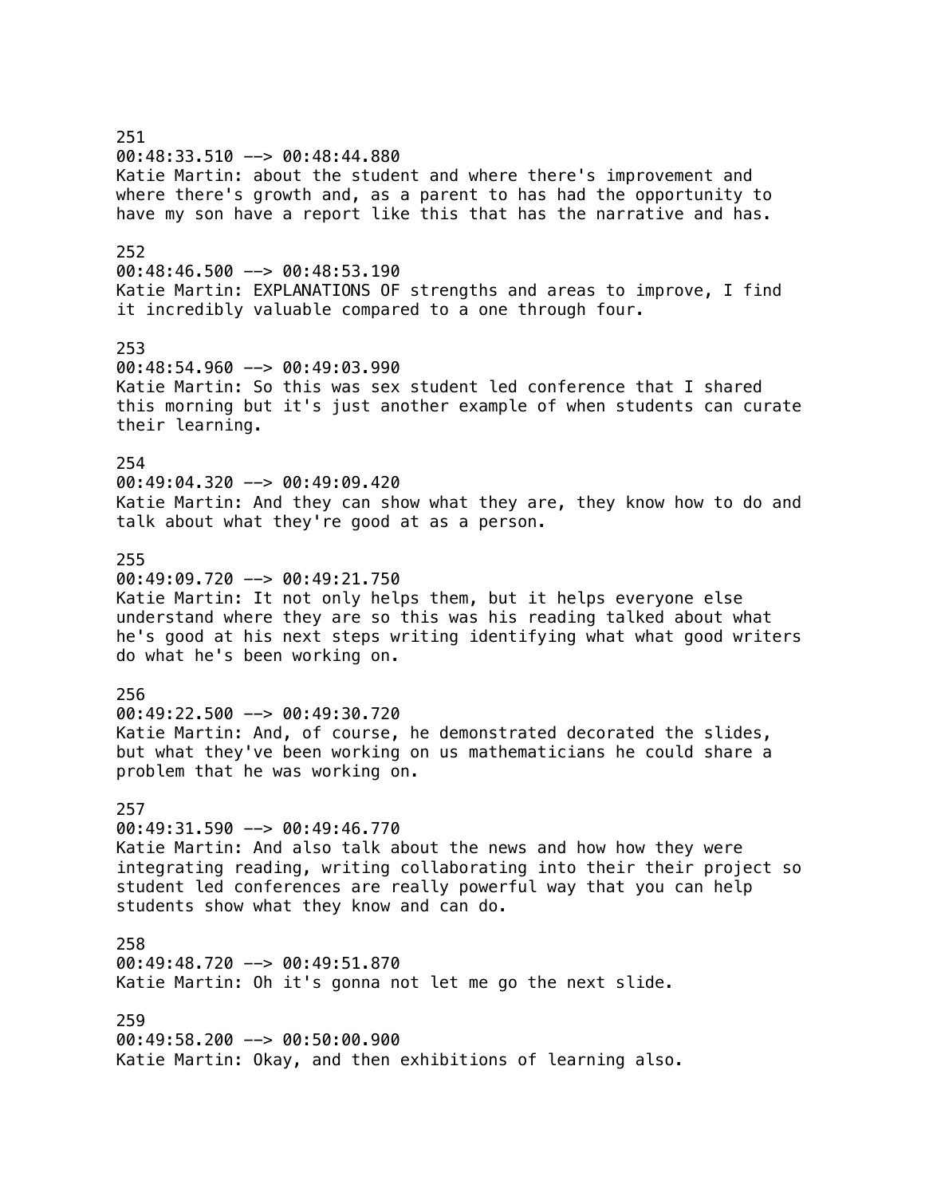251
00:48:33.510 --> 00:48:44.880
Katie Martin: about the student and where there's improvement and where there's growth and, as a parent to has had the opportunity to have my son have a report like this that has the narrative and has.

252
00:48:46.500 --> 00:48:53.190
Katie Martin: EXPLANATIONS OF strengths and areas to improve, I find it incredibly valuable compared to a one through four.

253
00:48:54.960 --> 00:49:03.990
Katie Martin: So this was sex student led conference that I shared this morning but it's just another example of when students can curate their learning.

254
00:49:04.320 --> 00:49:09.420
Katie Martin: And they can show what they are, they know how to do and talk about what they're good at as a person.

255
00:49:09.720 --> 00:49:21.750
Katie Martin: It not only helps them, but it helps everyone else understand where they are so this was his reading talked about what he's good at his next steps writing identifying what what good writers do what he's been working on.

256
00:49:22.500 --> 00:49:30.720
Katie Martin: And, of course, he demonstrated decorated the slides, but what they've been working on us mathematicians he could share a problem that he was working on.

257
00:49:31.590 --> 00:49:46.770
Katie Martin: And also talk about the news and how how they were integrating reading, writing collaborating into their their project so student led conferences are really powerful way that you can help students show what they know and can do.

258
00:49:48.720 --> 00:49:51.870
Katie Martin: Oh it's gonna not let me go the next slide.

259
00:49:58.200 --> 00:50:00.900
Katie Martin: Okay, and then exhibitions of learning also.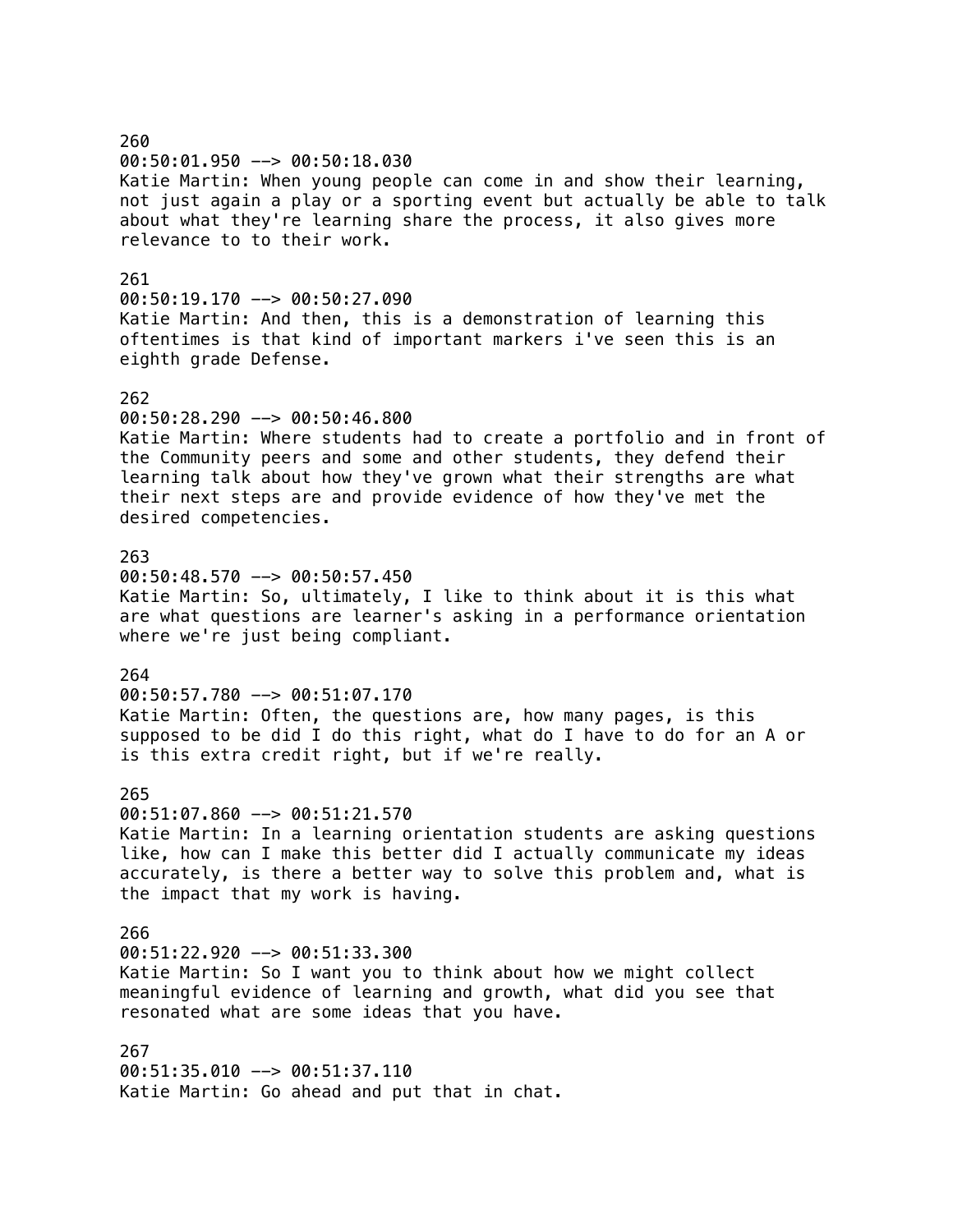260
00:50:01.950 --> 00:50:18.030
Katie Martin: When young people can come in and show their learning, not just again a play or a sporting event but actually be able to talk about what they're learning share the process, it also gives more relevance to to their work.

261
00:50:19.170 --> 00:50:27.090
Katie Martin: And then, this is a demonstration of learning this oftentimes is that kind of important markers i've seen this is an eighth grade Defense.

262
00:50:28.290 --> 00:50:46.800
Katie Martin: Where students had to create a portfolio and in front of the Community peers and some and other students, they defend their learning talk about how they've grown what their strengths are what their next steps are and provide evidence of how they've met the desired competencies.

263
00:50:48.570 --> 00:50:57.450
Katie Martin: So, ultimately, I like to think about it is this what are what questions are learner's asking in a performance orientation where we're just being compliant.

264
00:50:57.780 --> 00:51:07.170
Katie Martin: Often, the questions are, how many pages, is this supposed to be did I do this right, what do I have to do for an A or is this extra credit right, but if we're really.

265
00:51:07.860 --> 00:51:21.570
Katie Martin: In a learning orientation students are asking questions like, how can I make this better did I actually communicate my ideas accurately, is there a better way to solve this problem and, what is the impact that my work is having.

266
00:51:22.920 --> 00:51:33.300
Katie Martin: So I want you to think about how we might collect meaningful evidence of learning and growth, what did you see that resonated what are some ideas that you have.

267
00:51:35.010 --> 00:51:37.110
Katie Martin: Go ahead and put that in chat.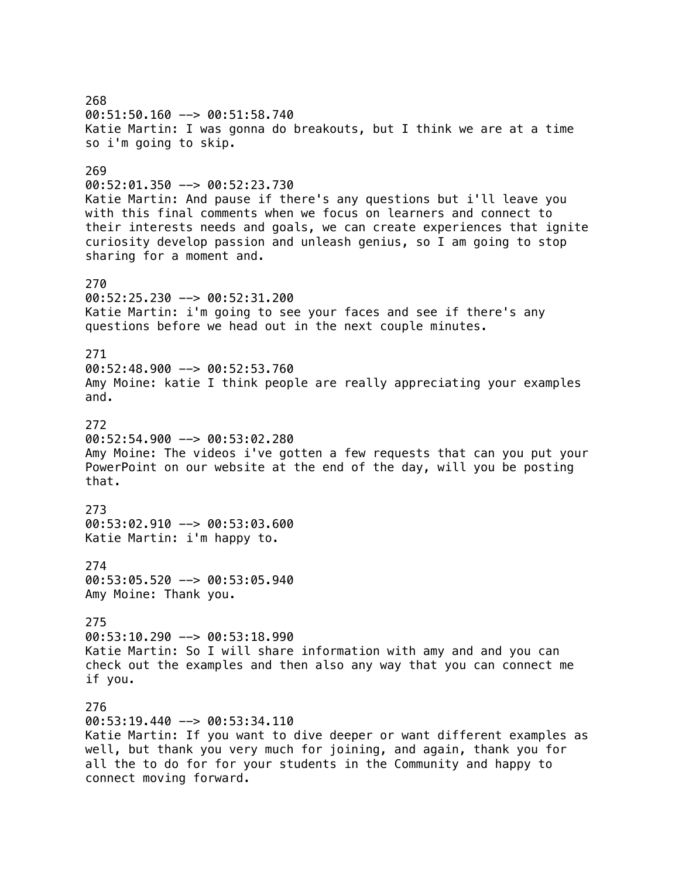268
00:51:50.160 --> 00:51:58.740
Katie Martin: I was gonna do breakouts, but I think we are at a time so i'm going to skip.

269
00:52:01.350 --> 00:52:23.730
Katie Martin: And pause if there's any questions but i'll leave you with this final comments when we focus on learners and connect to their interests needs and goals, we can create experiences that ignite curiosity develop passion and unleash genius, so I am going to stop sharing for a moment and.

270
00:52:25.230 --> 00:52:31.200
Katie Martin: i'm going to see your faces and see if there's any questions before we head out in the next couple minutes.

271
00:52:48.900 --> 00:52:53.760
Amy Moine: katie I think people are really appreciating your examples and.

272
00:52:54.900 --> 00:53:02.280
Amy Moine: The videos i've gotten a few requests that can you put your PowerPoint on our website at the end of the day, will you be posting that.

273
00:53:02.910 --> 00:53:03.600
Katie Martin: i'm happy to.

274
00:53:05.520 --> 00:53:05.940
Amy Moine: Thank you.

275
00:53:10.290 --> 00:53:18.990
Katie Martin: So I will share information with amy and and you can check out the examples and then also any way that you can connect me if you.

276
00:53:19.440 --> 00:53:34.110
Katie Martin: If you want to dive deeper or want different examples as well, but thank you very much for joining, and again, thank you for all the to do for for your students in the Community and happy to connect moving forward.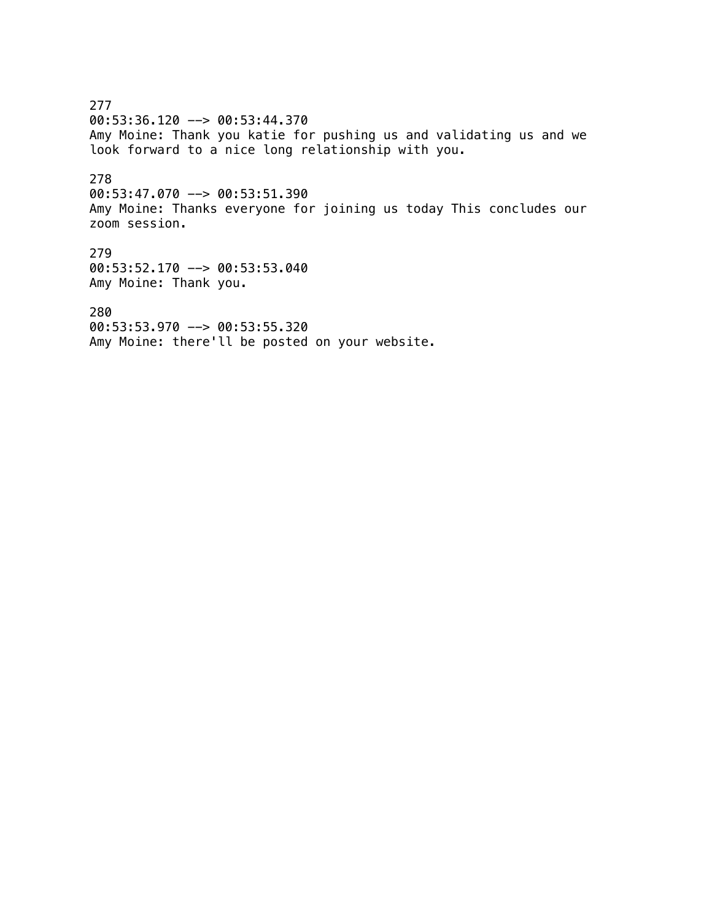277
00:53:36.120 --> 00:53:44.370
Amy Moine: Thank you katie for pushing us and validating us and we look forward to a nice long relationship with you.

278
00:53:47.070 --> 00:53:51.390
Amy Moine: Thanks everyone for joining us today This concludes our zoom session.

279
00:53:52.170 --> 00:53:53.040
Amy Moine: Thank you.

280
00:53:53.970 --> 00:53:55.320
Amy Moine: there'll be posted on your website.